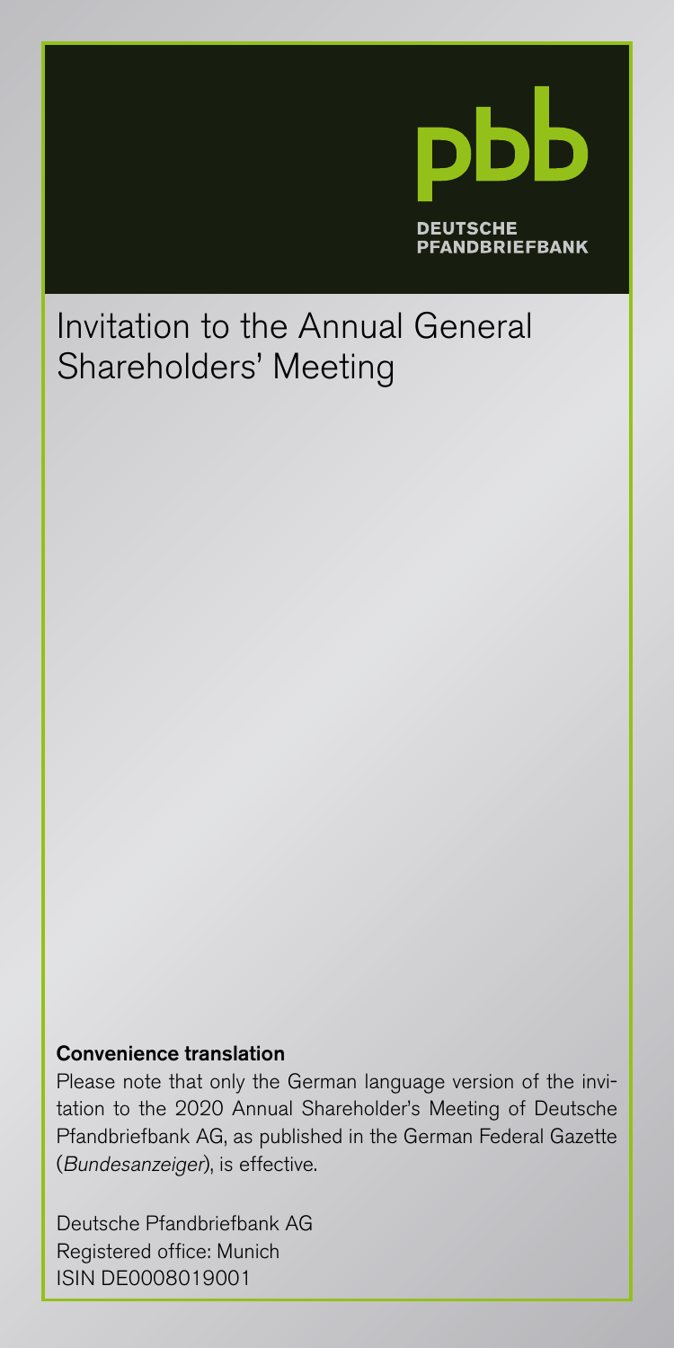pbb

DEUTSCHE PFANDBRIEFBANK

# Invitation to the Annual General Shareholders' Meeting

**Convenience translation**

Please note that only the German language version of the invitation to the 2020 Annual Shareholder's Meeting of Deutsche Pfandbriefbank AG, as published in the German Federal Gazette (*Bundesanzeiger*), is effective.

Deutsche Pfandbriefbank AG
Registered office: Munich
ISIN DE0008019001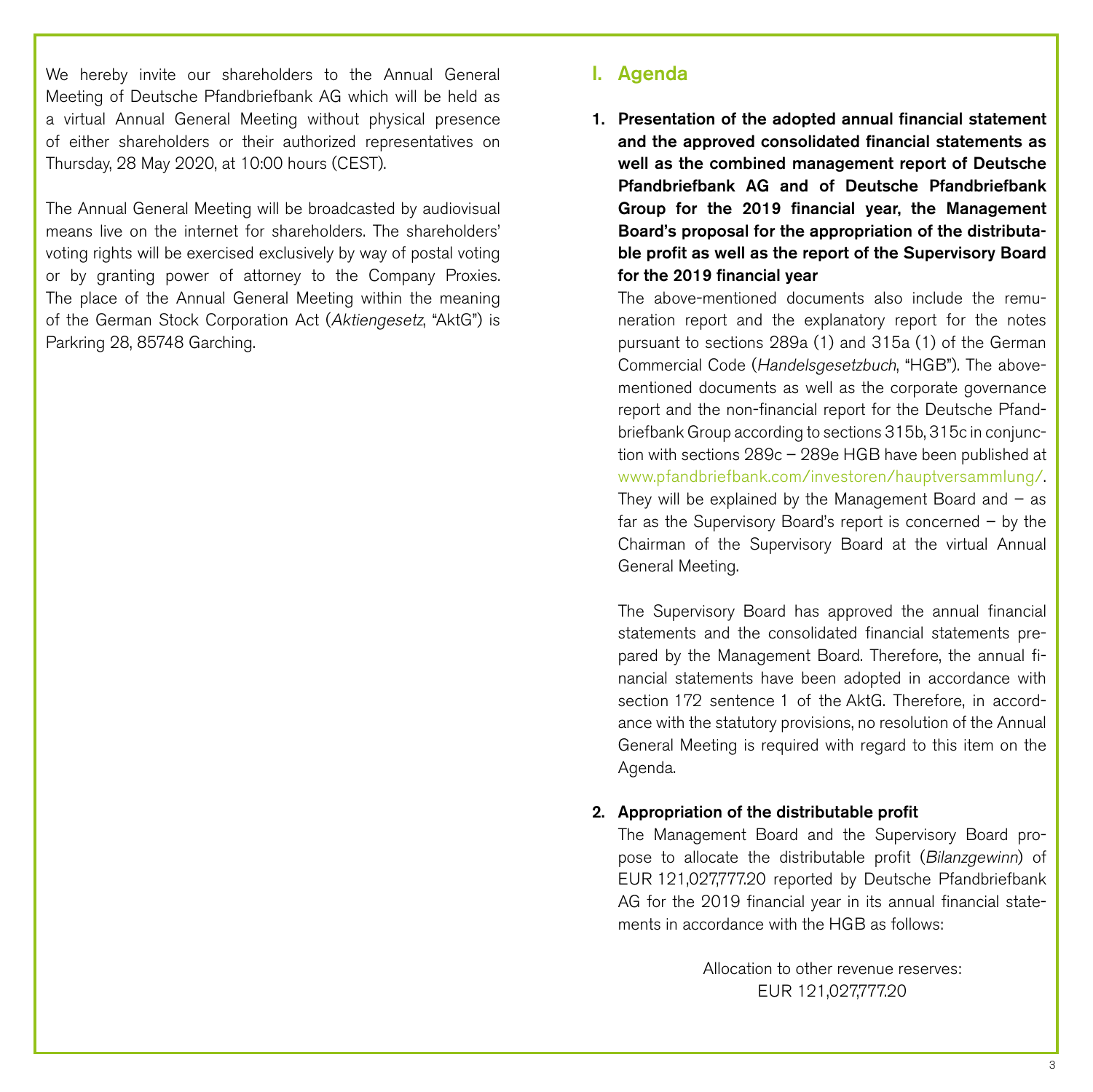We hereby invite our shareholders to the Annual General Meeting of Deutsche Pfandbriefbank AG which will be held as a virtual Annual General Meeting without physical presence of either shareholders or their authorized representatives on Thursday, 28 May 2020, at 10:00 hours (CEST).

The Annual General Meeting will be broadcasted by audiovisual means live on the internet for shareholders. The shareholders' voting rights will be exercised exclusively by way of postal voting or by granting power of attorney to the Company Proxies. The place of the Annual General Meeting within the meaning of the German Stock Corporation Act (*Aktiengesetz*, "AktG") is Parkring 28, 85748 Garching.

## I. Agenda

**1. Presentation of the adopted annual financial statement and the approved consolidated financial statements as well as the combined management report of Deutsche Pfandbriefbank AG and of Deutsche Pfandbriefbank Group for the 2019 financial year, the Management Board's proposal for the appropriation of the distributable profit as well as the report of the Supervisory Board for the 2019 financial year**

The above-mentioned documents also include the remuneration report and the explanatory report for the notes pursuant to sections 289a (1) and 315a (1) of the German Commercial Code (*Handelsgesetzbuch*, "HGB"). The above-mentioned documents as well as the corporate governance report and the non-financial report for the Deutsche Pfandbriefbank Group according to sections 315b, 315c in conjunction with sections 289c – 289e HGB have been published at www.pfandbriefbank.com/investoren/hauptversammlung/. They will be explained by the Management Board and – as far as the Supervisory Board's report is concerned – by the Chairman of the Supervisory Board at the virtual Annual General Meeting.

The Supervisory Board has approved the annual financial statements and the consolidated financial statements prepared by the Management Board. Therefore, the annual financial statements have been adopted in accordance with section 172 sentence 1 of the AktG. Therefore, in accordance with the statutory provisions, no resolution of the Annual General Meeting is required with regard to this item on the Agenda.

**2. Appropriation of the distributable profit**

The Management Board and the Supervisory Board propose to allocate the distributable profit (*Bilanzgewinn*) of EUR 121,027,777.20 reported by Deutsche Pfandbriefbank AG for the 2019 financial year in its annual financial statements in accordance with the HGB as follows:

Allocation to other revenue reserves:
EUR 121,027,777.20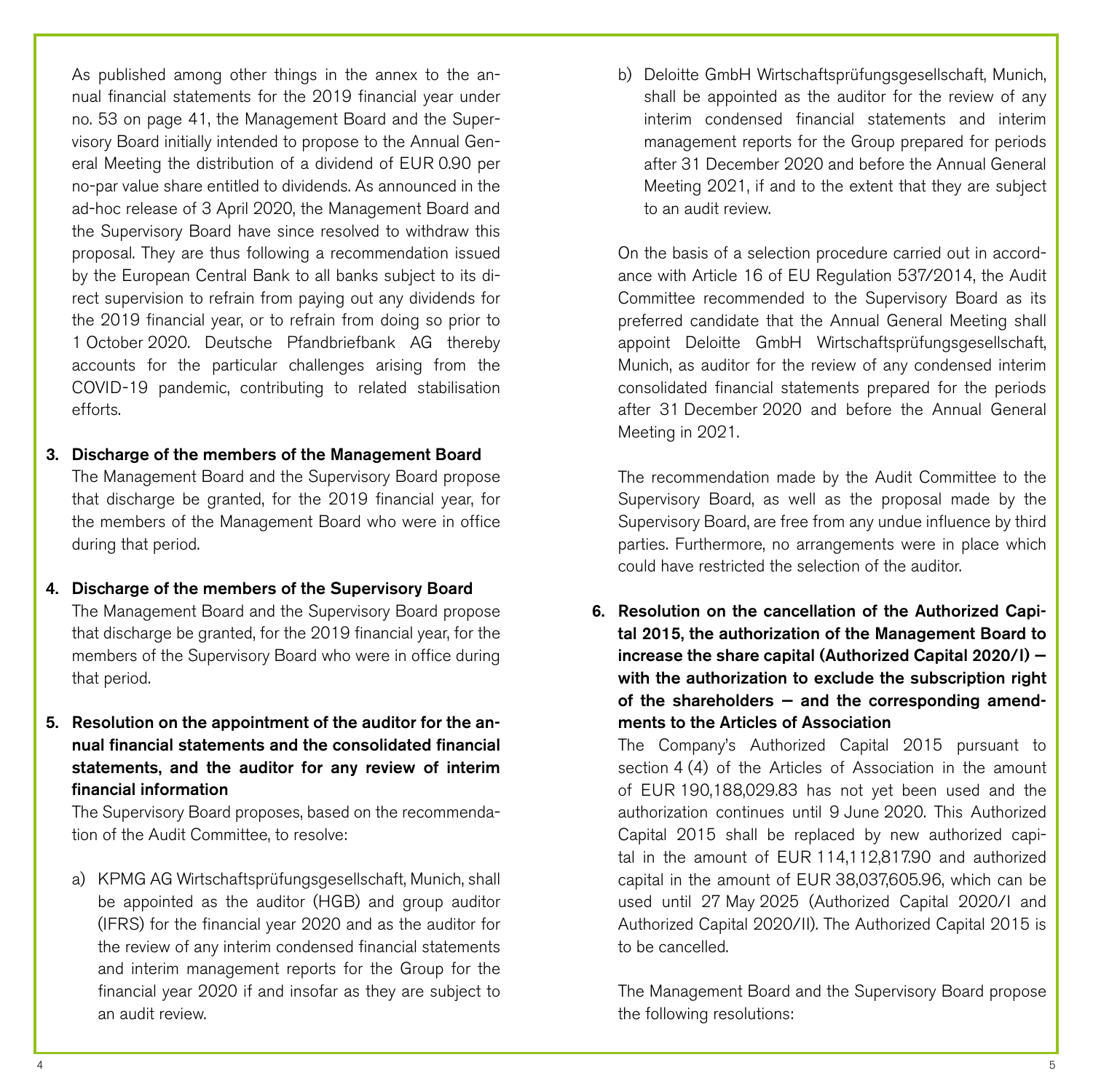As published among other things in the annex to the annual financial statements for the 2019 financial year under no. 53 on page 41, the Management Board and the Supervisory Board initially intended to propose to the Annual General Meeting the distribution of a dividend of EUR 0.90 per no-par value share entitled to dividends. As announced in the ad-hoc release of 3 April 2020, the Management Board and the Supervisory Board have since resolved to withdraw this proposal. They are thus following a recommendation issued by the European Central Bank to all banks subject to its direct supervision to refrain from paying out any dividends for the 2019 financial year, or to refrain from doing so prior to 1 October 2020. Deutsche Pfandbriefbank AG thereby accounts for the particular challenges arising from the COVID-19 pandemic, contributing to related stabilisation efforts.

**3. Discharge of the members of the Management Board**

The Management Board and the Supervisory Board propose that discharge be granted, for the 2019 financial year, for the members of the Management Board who were in office during that period.

**4. Discharge of the members of the Supervisory Board**

The Management Board and the Supervisory Board propose that discharge be granted, for the 2019 financial year, for the members of the Supervisory Board who were in office during that period.

**5. Resolution on the appointment of the auditor for the annual financial statements and the consolidated financial statements, and the auditor for any review of interim financial information**

The Supervisory Board proposes, based on the recommendation of the Audit Committee, to resolve:

a) KPMG AG Wirtschaftsprüfungsgesellschaft, Munich, shall be appointed as the auditor (HGB) and group auditor (IFRS) for the financial year 2020 and as the auditor for the review of any interim condensed financial statements and interim management reports for the Group for the financial year 2020 if and insofar as they are subject to an audit review.

b) Deloitte GmbH Wirtschaftsprüfungsgesellschaft, Munich, shall be appointed as the auditor for the review of any interim condensed financial statements and interim management reports for the Group prepared for periods after 31 December 2020 and before the Annual General Meeting 2021, if and to the extent that they are subject to an audit review.

On the basis of a selection procedure carried out in accordance with Article 16 of EU Regulation 537/2014, the Audit Committee recommended to the Supervisory Board as its preferred candidate that the Annual General Meeting shall appoint Deloitte GmbH Wirtschaftsprüfungsgesellschaft, Munich, as auditor for the review of any condensed interim consolidated financial statements prepared for the periods after 31 December 2020 and before the Annual General Meeting in 2021.

The recommendation made by the Audit Committee to the Supervisory Board, as well as the proposal made by the Supervisory Board, are free from any undue influence by third parties. Furthermore, no arrangements were in place which could have restricted the selection of the auditor.

**6. Resolution on the cancellation of the Authorized Capital 2015, the authorization of the Management Board to increase the share capital (Authorized Capital 2020/I) – with the authorization to exclude the subscription right of the shareholders – and the corresponding amendments to the Articles of Association**

The Company's Authorized Capital 2015 pursuant to section 4 (4) of the Articles of Association in the amount of EUR 190,188,029.83 has not yet been used and the authorization continues until 9 June 2020. This Authorized Capital 2015 shall be replaced by new authorized capital in the amount of EUR 114,112,817.90 and authorized capital in the amount of EUR 38,037,605.96, which can be used until 27 May 2025 (Authorized Capital 2020/I and Authorized Capital 2020/II). The Authorized Capital 2015 is to be cancelled.

The Management Board and the Supervisory Board propose the following resolutions: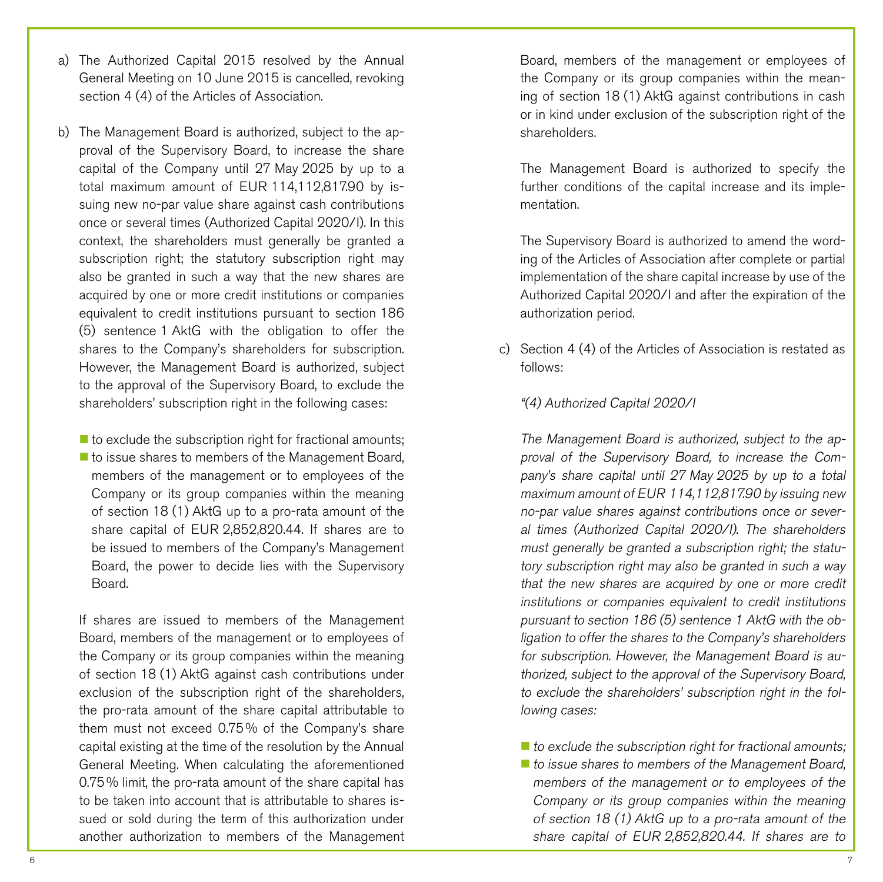a) The Authorized Capital 2015 resolved by the Annual General Meeting on 10 June 2015 is cancelled, revoking section 4 (4) of the Articles of Association.

b) The Management Board is authorized, subject to the approval of the Supervisory Board, to increase the share capital of the Company until 27 May 2025 by up to a total maximum amount of EUR 114,112,817.90 by issuing new no-par value share against cash contributions once or several times (Authorized Capital 2020/I). In this context, the shareholders must generally be granted a subscription right; the statutory subscription right may also be granted in such a way that the new shares are acquired by one or more credit institutions or companies equivalent to credit institutions pursuant to section 186 (5) sentence 1 AktG with the obligation to offer the shares to the Company's shareholders for subscription. However, the Management Board is authorized, subject to the approval of the Supervisory Board, to exclude the shareholders' subscription right in the following cases:

   - to exclude the subscription right for fractional amounts;
   - to issue shares to members of the Management Board, members of the management or to employees of the Company or its group companies within the meaning of section 18 (1) AktG up to a pro-rata amount of the share capital of EUR 2,852,820.44. If shares are to be issued to members of the Company's Management Board, the power to decide lies with the Supervisory Board.

   If shares are issued to members of the Management Board, members of the management or to employees of the Company or its group companies within the meaning of section 18 (1) AktG against cash contributions under exclusion of the subscription right of the shareholders, the pro-rata amount of the share capital attributable to them must not exceed 0.75% of the Company's share capital existing at the time of the resolution by the Annual General Meeting. When calculating the aforementioned 0.75% limit, the pro-rata amount of the share capital has to be taken into account that is attributable to shares issued or sold during the term of this authorization under another authorization to members of the Management Board, members of the management or employees of the Company or its group companies within the meaning of section 18 (1) AktG against contributions in cash or in kind under exclusion of the subscription right of the shareholders.

   The Management Board is authorized to specify the further conditions of the capital increase and its implementation.

   The Supervisory Board is authorized to amend the wording of the Articles of Association after complete or partial implementation of the share capital increase by use of the Authorized Capital 2020/I and after the expiration of the authorization period.

c) Section 4 (4) of the Articles of Association is restated as follows:

   *"(4) Authorized Capital 2020/I*

   *The Management Board is authorized, subject to the approval of the Supervisory Board, to increase the Company's share capital until 27 May 2025 by up to a total maximum amount of EUR 114,112,817.90 by issuing new no-par value shares against contributions once or several times (Authorized Capital 2020/I). The shareholders must generally be granted a subscription right; the statutory subscription right may also be granted in such a way that the new shares are acquired by one or more credit institutions or companies equivalent to credit institutions pursuant to section 186 (5) sentence 1 AktG with the obligation to offer the shares to the Company's shareholders for subscription. However, the Management Board is authorized, subject to the approval of the Supervisory Board, to exclude the shareholders' subscription right in the following cases:*

   - *to exclude the subscription right for fractional amounts;*
   - *to issue shares to members of the Management Board, members of the management or to employees of the Company or its group companies within the meaning of section 18 (1) AktG up to a pro-rata amount of the share capital of EUR 2,852,820.44. If shares are to*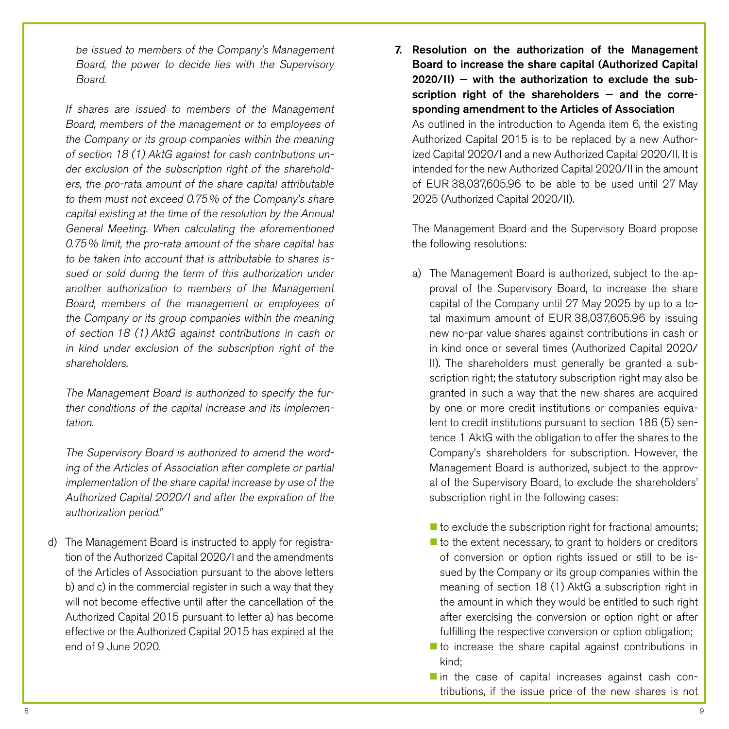*be issued to members of the Company's Management Board, the power to decide lies with the Supervisory Board.*

*If shares are issued to members of the Management Board, members of the management or to employees of the Company or its group companies within the meaning of section 18 (1) AktG against for cash contributions under exclusion of the subscription right of the shareholders, the pro-rata amount of the share capital attributable to them must not exceed 0.75% of the Company's share capital existing at the time of the resolution by the Annual General Meeting. When calculating the aforementioned 0.75% limit, the pro-rata amount of the share capital has to be taken into account that is attributable to shares issued or sold during the term of this authorization under another authorization to members of the Management Board, members of the management or employees of the Company or its group companies within the meaning of section 18 (1) AktG against contributions in cash or in kind under exclusion of the subscription right of the shareholders.*

*The Management Board is authorized to specify the further conditions of the capital increase and its implementation.*

*The Supervisory Board is authorized to amend the wording of the Articles of Association after complete or partial implementation of the share capital increase by use of the Authorized Capital 2020/I and after the expiration of the authorization period."*

d) The Management Board is instructed to apply for registration of the Authorized Capital 2020/I and the amendments of the Articles of Association pursuant to the above letters b) and c) in the commercial register in such a way that they will not become effective until after the cancellation of the Authorized Capital 2015 pursuant to letter a) has become effective or the Authorized Capital 2015 has expired at the end of 9 June 2020.

**7. Resolution on the authorization of the Management Board to increase the share capital (Authorized Capital 2020/II) – with the authorization to exclude the subscription right of the shareholders – and the corresponding amendment to the Articles of Association**

As outlined in the introduction to Agenda item 6, the existing Authorized Capital 2015 is to be replaced by a new Authorized Capital 2020/I and a new Authorized Capital 2020/II. It is intended for the new Authorized Capital 2020/II in the amount of EUR 38,037,605.96 to be able to be used until 27 May 2025 (Authorized Capital 2020/II).

The Management Board and the Supervisory Board propose the following resolutions:

a) The Management Board is authorized, subject to the approval of the Supervisory Board, to increase the share capital of the Company until 27 May 2025 by up to a total maximum amount of EUR 38,037,605.96 by issuing new no-par value shares against contributions in cash or in kind once or several times (Authorized Capital 2020/II). The shareholders must generally be granted a subscription right; the statutory subscription right may also be granted in such a way that the new shares are acquired by one or more credit institutions or companies equivalent to credit institutions pursuant to section 186 (5) sentence 1 AktG with the obligation to offer the shares to the Company's shareholders for subscription. However, the Management Board is authorized, subject to the approval of the Supervisory Board, to exclude the shareholders' subscription right in the following cases:

- to exclude the subscription right for fractional amounts;
- to the extent necessary, to grant to holders or creditors of conversion or option rights issued or still to be issued by the Company or its group companies within the meaning of section 18 (1) AktG a subscription right in the amount in which they would be entitled to such right after exercising the conversion or option right or after fulfilling the respective conversion or option obligation;
- to increase the share capital against contributions in kind;
- in the case of capital increases against cash contributions, if the issue price of the new shares is not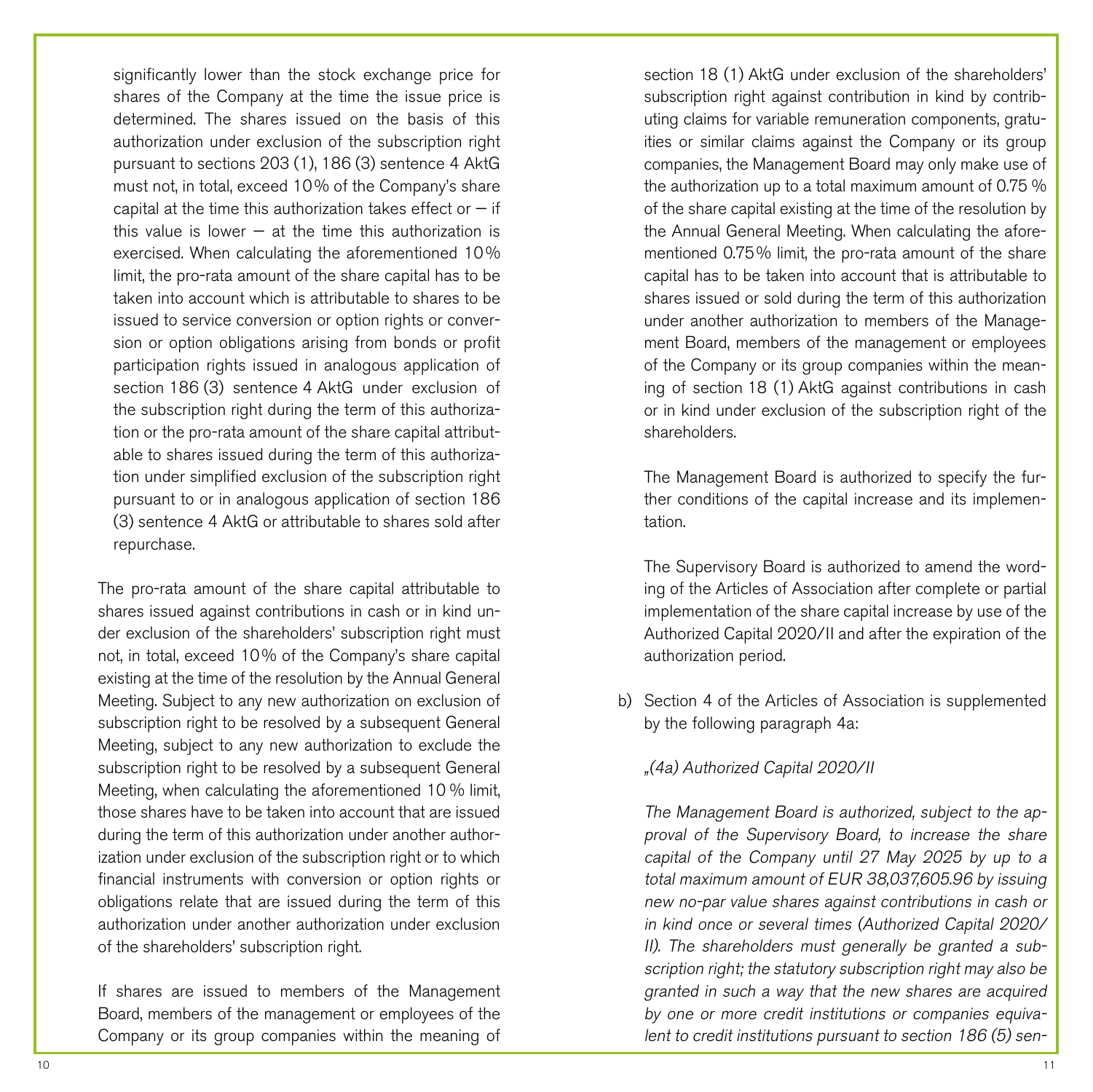significantly lower than the stock exchange price for shares of the Company at the time the issue price is determined. The shares issued on the basis of this authorization under exclusion of the subscription right pursuant to sections 203 (1), 186 (3) sentence 4 AktG must not, in total, exceed 10% of the Company's share capital at the time this authorization takes effect or – if this value is lower – at the time this authorization is exercised. When calculating the aforementioned 10% limit, the pro-rata amount of the share capital has to be taken into account which is attributable to shares to be issued to service conversion or option rights or conversion or option obligations arising from bonds or profit participation rights issued in analogous application of section 186 (3) sentence 4 AktG under exclusion of the subscription right during the term of this authorization or the pro-rata amount of the share capital attributable to shares issued during the term of this authorization under simplified exclusion of the subscription right pursuant to or in analogous application of section 186 (3) sentence 4 AktG or attributable to shares sold after repurchase.

The pro-rata amount of the share capital attributable to shares issued against contributions in cash or in kind under exclusion of the shareholders' subscription right must not, in total, exceed 10% of the Company's share capital existing at the time of the resolution by the Annual General Meeting. Subject to any new authorization on exclusion of subscription right to be resolved by a subsequent General Meeting, subject to any new authorization to exclude the subscription right to be resolved by a subsequent General Meeting, when calculating the aforementioned 10% limit, those shares have to be taken into account that are issued during the term of this authorization under another authorization under exclusion of the subscription right or to which financial instruments with conversion or option rights or obligations relate that are issued during the term of this authorization under another authorization under exclusion of the shareholders' subscription right.

If shares are issued to members of the Management Board, members of the management or employees of the Company or its group companies within the meaning of section 18 (1) AktG under exclusion of the shareholders' subscription right against contribution in kind by contributing claims for variable remuneration components, gratuities or similar claims against the Company or its group companies, the Management Board may only make use of the authorization up to a total maximum amount of 0.75% of the share capital existing at the time of the resolution by the Annual General Meeting. When calculating the aforementioned 0.75% limit, the pro-rata amount of the share capital has to be taken into account that is attributable to shares issued or sold during the term of this authorization under another authorization to members of the Management Board, members of the management or employees of the Company or its group companies within the meaning of section 18 (1) AktG against contributions in cash or in kind under exclusion of the subscription right of the shareholders.

The Management Board is authorized to specify the further conditions of the capital increase and its implementation.

The Supervisory Board is authorized to amend the wording of the Articles of Association after complete or partial implementation of the share capital increase by use of the Authorized Capital 2020/II and after the expiration of the authorization period.

b) Section 4 of the Articles of Association is supplemented by the following paragraph 4a:

*„(4a) Authorized Capital 2020/II*

*The Management Board is authorized, subject to the approval of the Supervisory Board, to increase the share capital of the Company until 27 May 2025 by up to a total maximum amount of EUR 38,037,605.96 by issuing new no-par value shares against contributions in cash or in kind once or several times (Authorized Capital 2020/II). The shareholders must generally be granted a subscription right; the statutory subscription right may also be granted in such a way that the new shares are acquired by one or more credit institutions or companies equivalent to credit institutions pursuant to section 186 (5) sen-*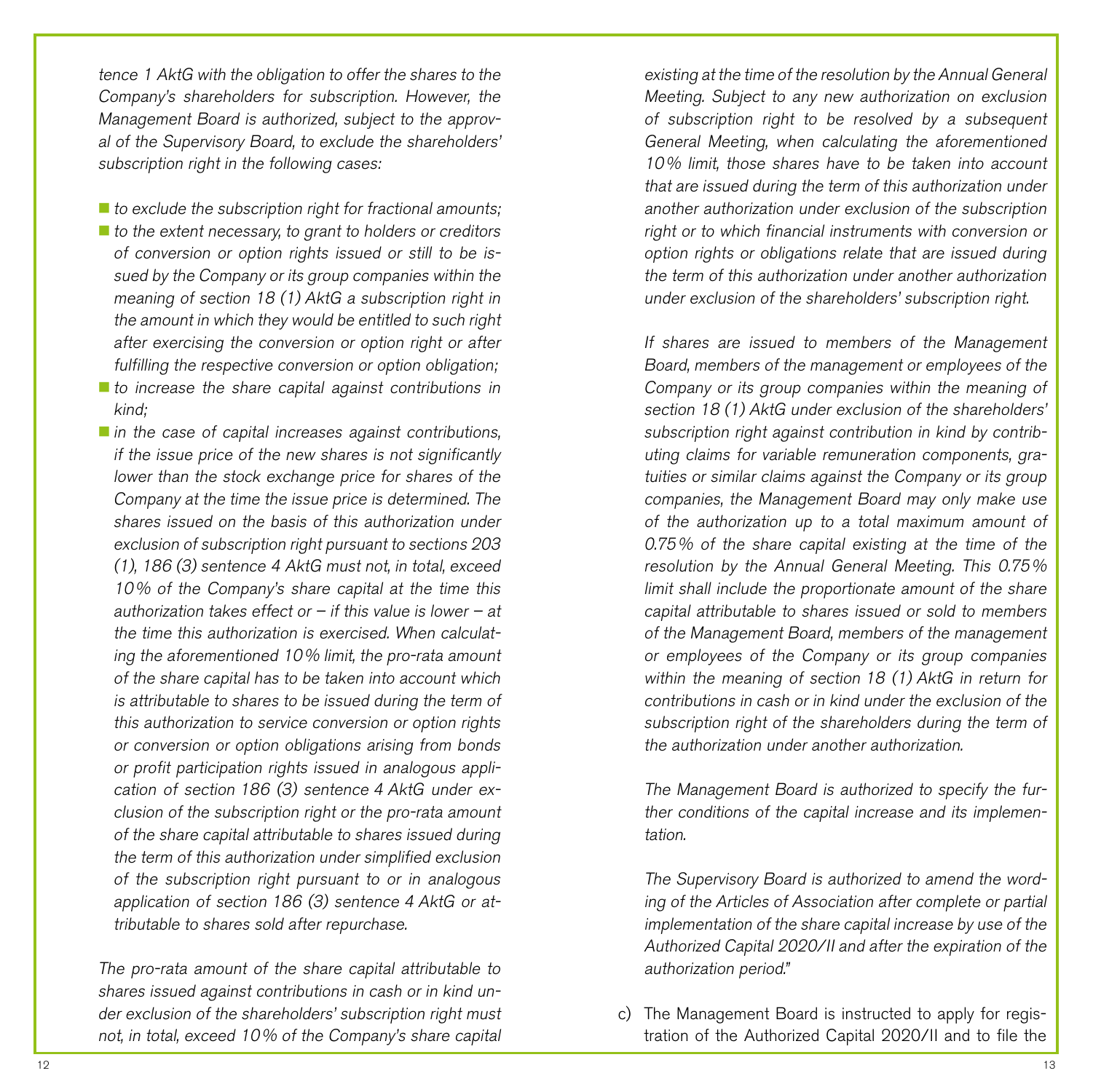*tence 1 AktG with the obligation to offer the shares to the Company's shareholders for subscription. However, the Management Board is authorized, subject to the approval of the Supervisory Board, to exclude the shareholders' subscription right in the following cases:*

- *to exclude the subscription right for fractional amounts;*
- *to the extent necessary, to grant to holders or creditors of conversion or option rights issued or still to be issued by the Company or its group companies within the meaning of section 18 (1) AktG a subscription right in the amount in which they would be entitled to such right after exercising the conversion or option right or after fulfilling the respective conversion or option obligation;*
- *to increase the share capital against contributions in kind;*
- *in the case of capital increases against contributions, if the issue price of the new shares is not significantly lower than the stock exchange price for shares of the Company at the time the issue price is determined. The shares issued on the basis of this authorization under exclusion of subscription right pursuant to sections 203 (1), 186 (3) sentence 4 AktG must not, in total, exceed 10% of the Company's share capital at the time this authorization takes effect or – if this value is lower – at the time this authorization is exercised. When calculating the aforementioned 10% limit, the pro-rata amount of the share capital has to be taken into account which is attributable to shares to be issued during the term of this authorization to service conversion or option rights or conversion or option obligations arising from bonds or profit participation rights issued in analogous application of section 186 (3) sentence 4 AktG under exclusion of the subscription right or the pro-rata amount of the share capital attributable to shares issued during the term of this authorization under simplified exclusion of the subscription right pursuant to or in analogous application of section 186 (3) sentence 4 AktG or attributable to shares sold after repurchase.*

*The pro-rata amount of the share capital attributable to shares issued against contributions in cash or in kind under exclusion of the shareholders' subscription right must not, in total, exceed 10% of the Company's share capital existing at the time of the resolution by the Annual General Meeting. Subject to any new authorization on exclusion of subscription right to be resolved by a subsequent General Meeting, when calculating the aforementioned 10% limit, those shares have to be taken into account that are issued during the term of this authorization under another authorization under exclusion of the subscription right or to which financial instruments with conversion or option rights or obligations relate that are issued during the term of this authorization under another authorization under exclusion of the shareholders' subscription right.*

*If shares are issued to members of the Management Board, members of the management or employees of the Company or its group companies within the meaning of section 18 (1) AktG under exclusion of the shareholders' subscription right against contribution in kind by contributing claims for variable remuneration components, gratuities or similar claims against the Company or its group companies, the Management Board may only make use of the authorization up to a total maximum amount of 0.75% of the share capital existing at the time of the resolution by the Annual General Meeting. This 0.75% limit shall include the proportionate amount of the share capital attributable to shares issued or sold to members of the Management Board, members of the management or employees of the Company or its group companies within the meaning of section 18 (1) AktG in return for contributions in cash or in kind under the exclusion of the subscription right of the shareholders during the term of the authorization under another authorization.*

*The Management Board is authorized to specify the further conditions of the capital increase and its implementation.*

*The Supervisory Board is authorized to amend the wording of the Articles of Association after complete or partial implementation of the share capital increase by use of the Authorized Capital 2020/II and after the expiration of the authorization period."*

c) The Management Board is instructed to apply for registration of the Authorized Capital 2020/II and to file the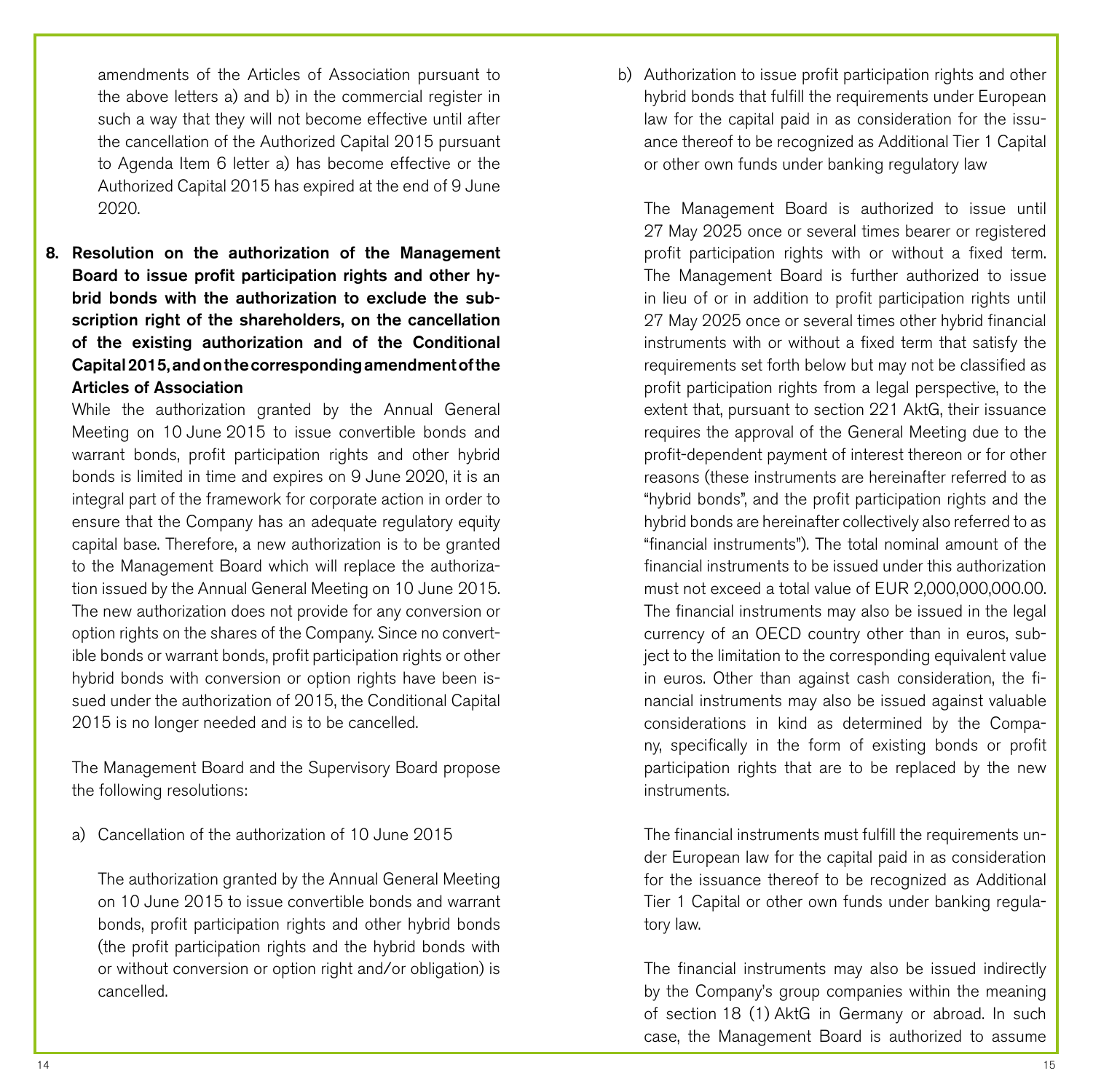amendments of the Articles of Association pursuant to the above letters a) and b) in the commercial register in such a way that they will not become effective until after the cancellation of the Authorized Capital 2015 pursuant to Agenda Item 6 letter a) has become effective or the Authorized Capital 2015 has expired at the end of 9 June 2020.

**8. Resolution on the authorization of the Management Board to issue profit participation rights and other hybrid bonds with the authorization to exclude the subscription right of the shareholders, on the cancellation of the existing authorization and of the Conditional Capital 2015, and on the corresponding amendment of the Articles of Association**

While the authorization granted by the Annual General Meeting on 10 June 2015 to issue convertible bonds and warrant bonds, profit participation rights and other hybrid bonds is limited in time and expires on 9 June 2020, it is an integral part of the framework for corporate action in order to ensure that the Company has an adequate regulatory equity capital base. Therefore, a new authorization is to be granted to the Management Board which will replace the authorization issued by the Annual General Meeting on 10 June 2015. The new authorization does not provide for any conversion or option rights on the shares of the Company. Since no convertible bonds or warrant bonds, profit participation rights or other hybrid bonds with conversion or option rights have been issued under the authorization of 2015, the Conditional Capital 2015 is no longer needed and is to be cancelled.

The Management Board and the Supervisory Board propose the following resolutions:

a) Cancellation of the authorization of 10 June 2015

The authorization granted by the Annual General Meeting on 10 June 2015 to issue convertible bonds and warrant bonds, profit participation rights and other hybrid bonds (the profit participation rights and the hybrid bonds with or without conversion or option right and/or obligation) is cancelled.

b) Authorization to issue profit participation rights and other hybrid bonds that fulfill the requirements under European law for the capital paid in as consideration for the issuance thereof to be recognized as Additional Tier 1 Capital or other own funds under banking regulatory law

The Management Board is authorized to issue until 27 May 2025 once or several times bearer or registered profit participation rights with or without a fixed term. The Management Board is further authorized to issue in lieu of or in addition to profit participation rights until 27 May 2025 once or several times other hybrid financial instruments with or without a fixed term that satisfy the requirements set forth below but may not be classified as profit participation rights from a legal perspective, to the extent that, pursuant to section 221 AktG, their issuance requires the approval of the General Meeting due to the profit-dependent payment of interest thereon or for other reasons (these instruments are hereinafter referred to as "hybrid bonds", and the profit participation rights and the hybrid bonds are hereinafter collectively also referred to as "financial instruments"). The total nominal amount of the financial instruments to be issued under this authorization must not exceed a total value of EUR 2,000,000,000.00. The financial instruments may also be issued in the legal currency of an OECD country other than in euros, subject to the limitation to the corresponding equivalent value in euros. Other than against cash consideration, the financial instruments may also be issued against valuable considerations in kind as determined by the Company, specifically in the form of existing bonds or profit participation rights that are to be replaced by the new instruments.

The financial instruments must fulfill the requirements under European law for the capital paid in as consideration for the issuance thereof to be recognized as Additional Tier 1 Capital or other own funds under banking regulatory law.

The financial instruments may also be issued indirectly by the Company's group companies within the meaning of section 18 (1) AktG in Germany or abroad. In such case, the Management Board is authorized to assume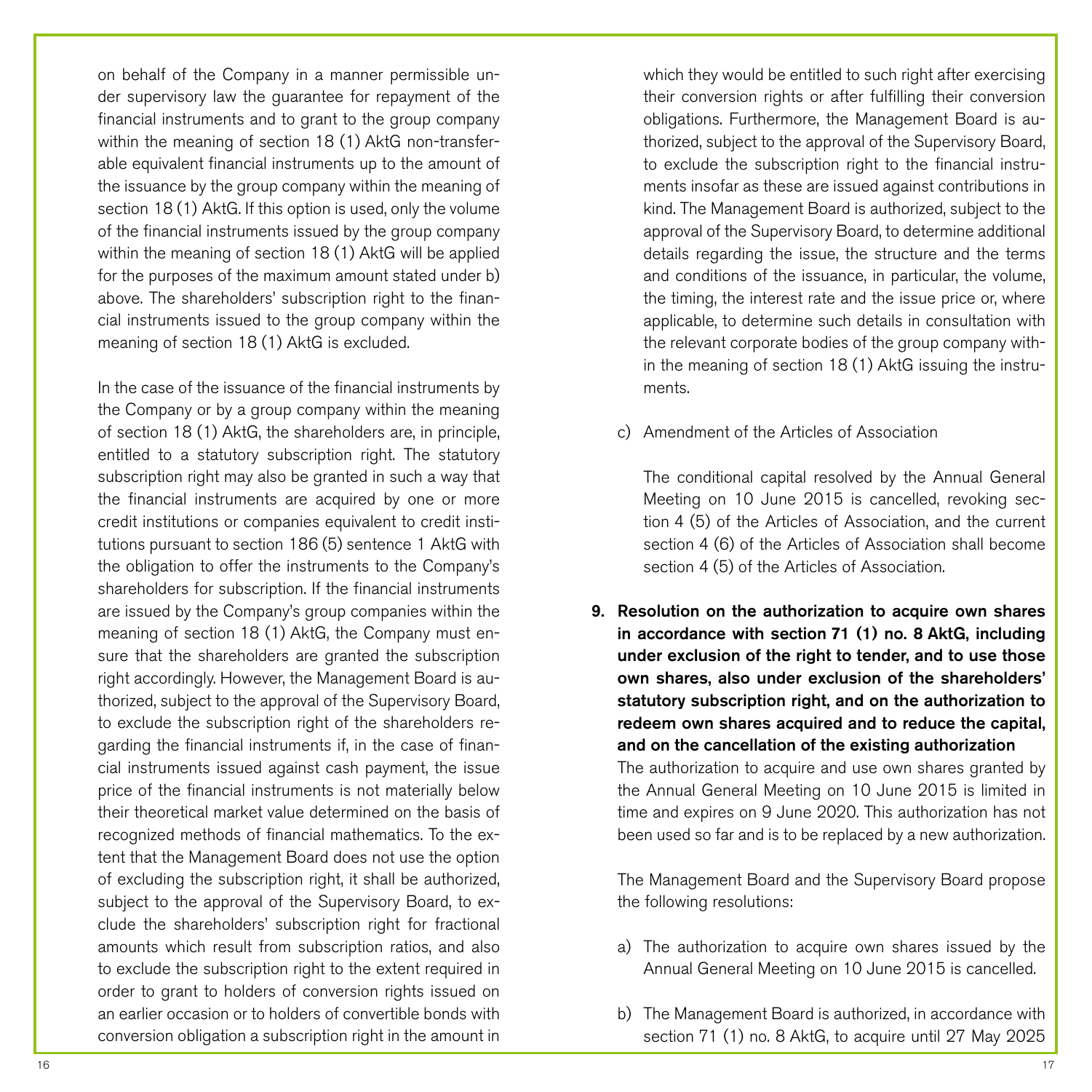on behalf of the Company in a manner permissible under supervisory law the guarantee for repayment of the financial instruments and to grant to the group company within the meaning of section 18 (1) AktG non-transferable equivalent financial instruments up to the amount of the issuance by the group company within the meaning of section 18 (1) AktG. If this option is used, only the volume of the financial instruments issued by the group company within the meaning of section 18 (1) AktG will be applied for the purposes of the maximum amount stated under b) above. The shareholders' subscription right to the financial instruments issued to the group company within the meaning of section 18 (1) AktG is excluded.

In the case of the issuance of the financial instruments by the Company or by a group company within the meaning of section 18 (1) AktG, the shareholders are, in principle, entitled to a statutory subscription right. The statutory subscription right may also be granted in such a way that the financial instruments are acquired by one or more credit institutions or companies equivalent to credit institutions pursuant to section 186 (5) sentence 1 AktG with the obligation to offer the instruments to the Company's shareholders for subscription. If the financial instruments are issued by the Company's group companies within the meaning of section 18 (1) AktG, the Company must ensure that the shareholders are granted the subscription right accordingly. However, the Management Board is authorized, subject to the approval of the Supervisory Board, to exclude the subscription right of the shareholders regarding the financial instruments if, in the case of financial instruments issued against cash payment, the issue price of the financial instruments is not materially below their theoretical market value determined on the basis of recognized methods of financial mathematics. To the extent that the Management Board does not use the option of excluding the subscription right, it shall be authorized, subject to the approval of the Supervisory Board, to exclude the shareholders' subscription right for fractional amounts which result from subscription ratios, and also to exclude the subscription right to the extent required in order to grant to holders of conversion rights issued on an earlier occasion or to holders of convertible bonds with conversion obligation a subscription right in the amount in which they would be entitled to such right after exercising their conversion rights or after fulfilling their conversion obligations. Furthermore, the Management Board is authorized, subject to the approval of the Supervisory Board, to exclude the subscription right to the financial instruments insofar as these are issued against contributions in kind. The Management Board is authorized, subject to the approval of the Supervisory Board, to determine additional details regarding the issue, the structure and the terms and conditions of the issuance, in particular, the volume, the timing, the interest rate and the issue price or, where applicable, to determine such details in consultation with the relevant corporate bodies of the group company within the meaning of section 18 (1) AktG issuing the instruments.

c) Amendment of the Articles of Association

The conditional capital resolved by the Annual General Meeting on 10 June 2015 is cancelled, revoking section 4 (5) of the Articles of Association, and the current section 4 (6) of the Articles of Association shall become section 4 (5) of the Articles of Association.

**9. Resolution on the authorization to acquire own shares in accordance with section 71 (1) no. 8 AktG, including under exclusion of the right to tender, and to use those own shares, also under exclusion of the shareholders' statutory subscription right, and on the authorization to redeem own shares acquired and to reduce the capital, and on the cancellation of the existing authorization**

The authorization to acquire and use own shares granted by the Annual General Meeting on 10 June 2015 is limited in time and expires on 9 June 2020. This authorization has not been used so far and is to be replaced by a new authorization.

The Management Board and the Supervisory Board propose the following resolutions:

a) The authorization to acquire own shares issued by the Annual General Meeting on 10 June 2015 is cancelled.

b) The Management Board is authorized, in accordance with section 71 (1) no. 8 AktG, to acquire until 27 May 2025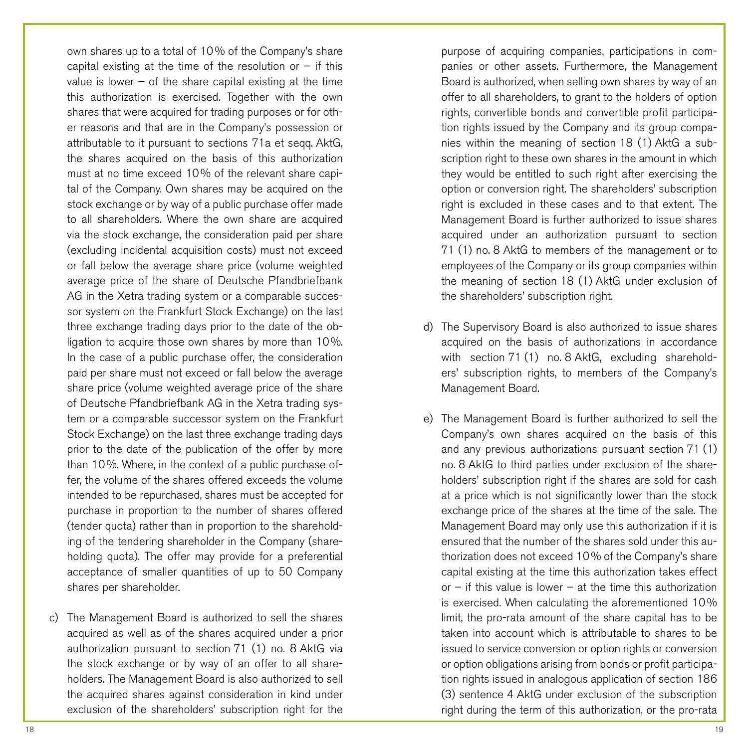own shares up to a total of 10% of the Company's share capital existing at the time of the resolution or – if this value is lower – of the share capital existing at the time this authorization is exercised. Together with the own shares that were acquired for trading purposes or for other reasons and that are in the Company's possession or attributable to it pursuant to sections 71a et seqq. AktG, the shares acquired on the basis of this authorization must at no time exceed 10% of the relevant share capital of the Company. Own shares may be acquired on the stock exchange or by way of a public purchase offer made to all shareholders. Where the own share are acquired via the stock exchange, the consideration paid per share (excluding incidental acquisition costs) must not exceed or fall below the average share price (volume weighted average price of the share of Deutsche Pfandbriefbank AG in the Xetra trading system or a comparable successor system on the Frankfurt Stock Exchange) on the last three exchange trading days prior to the date of the obligation to acquire those own shares by more than 10%. In the case of a public purchase offer, the consideration paid per share must not exceed or fall below the average share price (volume weighted average price of the share of Deutsche Pfandbriefbank AG in the Xetra trading system or a comparable successor system on the Frankfurt Stock Exchange) on the last three exchange trading days prior to the date of the publication of the offer by more than 10%. Where, in the context of a public purchase offer, the volume of the shares offered exceeds the volume intended to be repurchased, shares must be accepted for purchase in proportion to the number of shares offered (tender quota) rather than in proportion to the shareholding of the tendering shareholder in the Company (shareholding quota). The offer may provide for a preferential acceptance of smaller quantities of up to 50 Company shares per shareholder.

c) The Management Board is authorized to sell the shares acquired as well as of the shares acquired under a prior authorization pursuant to section 71 (1) no. 8 AktG via the stock exchange or by way of an offer to all shareholders. The Management Board is also authorized to sell the acquired shares against consideration in kind under exclusion of the shareholders' subscription right for the purpose of acquiring companies, participations in companies or other assets. Furthermore, the Management Board is authorized, when selling own shares by way of an offer to all shareholders, to grant to the holders of option rights, convertible bonds and convertible profit participation rights issued by the Company and its group companies within the meaning of section 18 (1) AktG a subscription right to these own shares in the amount in which they would be entitled to such right after exercising the option or conversion right. The shareholders' subscription right is excluded in these cases and to that extent. The Management Board is further authorized to issue shares acquired under an authorization pursuant to section 71 (1) no. 8 AktG to members of the management or to employees of the Company or its group companies within the meaning of section 18 (1) AktG under exclusion of the shareholders' subscription right.

d) The Supervisory Board is also authorized to issue shares acquired on the basis of authorizations in accordance with section 71 (1) no. 8 AktG, excluding shareholders' subscription rights, to members of the Company's Management Board.

e) The Management Board is further authorized to sell the Company's own shares acquired on the basis of this and any previous authorizations pursuant section 71 (1) no. 8 AktG to third parties under exclusion of the shareholders' subscription right if the shares are sold for cash at a price which is not significantly lower than the stock exchange price of the shares at the time of the sale. The Management Board may only use this authorization if it is ensured that the number of the shares sold under this authorization does not exceed 10% of the Company's share capital existing at the time this authorization takes effect or – if this value is lower – at the time this authorization is exercised. When calculating the aforementioned 10% limit, the pro-rata amount of the share capital has to be taken into account which is attributable to shares to be issued to service conversion or option rights or conversion or option obligations arising from bonds or profit participation rights issued in analogous application of section 186 (3) sentence 4 AktG under exclusion of the subscription right during the term of this authorization, or the pro-rata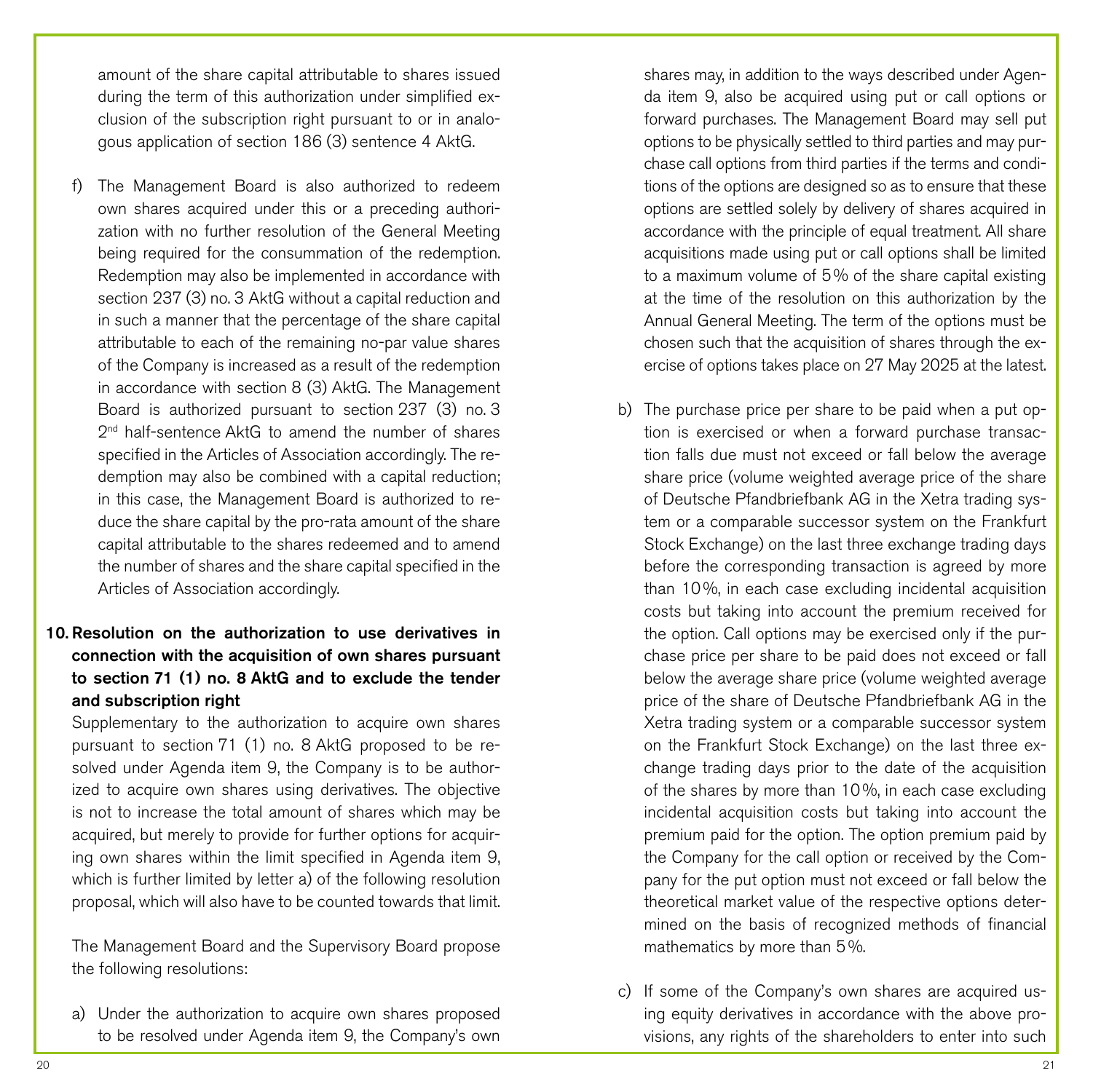amount of the share capital attributable to shares issued during the term of this authorization under simplified exclusion of the subscription right pursuant to or in analogous application of section 186 (3) sentence 4 AktG.

f) The Management Board is also authorized to redeem own shares acquired under this or a preceding authorization with no further resolution of the General Meeting being required for the consummation of the redemption. Redemption may also be implemented in accordance with section 237 (3) no. 3 AktG without a capital reduction and in such a manner that the percentage of the share capital attributable to each of the remaining no-par value shares of the Company is increased as a result of the redemption in accordance with section 8 (3) AktG. The Management Board is authorized pursuant to section 237 (3) no. 3 2nd half-sentence AktG to amend the number of shares specified in the Articles of Association accordingly. The redemption may also be combined with a capital reduction; in this case, the Management Board is authorized to reduce the share capital by the pro-rata amount of the share capital attributable to the shares redeemed and to amend the number of shares and the share capital specified in the Articles of Association accordingly.

**10. Resolution on the authorization to use derivatives in connection with the acquisition of own shares pursuant to section 71 (1) no. 8 AktG and to exclude the tender and subscription right**

Supplementary to the authorization to acquire own shares pursuant to section 71 (1) no. 8 AktG proposed to be resolved under Agenda item 9, the Company is to be authorized to acquire own shares using derivatives. The objective is not to increase the total amount of shares which may be acquired, but merely to provide for further options for acquiring own shares within the limit specified in Agenda item 9, which is further limited by letter a) of the following resolution proposal, which will also have to be counted towards that limit.

The Management Board and the Supervisory Board propose the following resolutions:

a) Under the authorization to acquire own shares proposed to be resolved under Agenda item 9, the Company's own shares may, in addition to the ways described under Agenda item 9, also be acquired using put or call options or forward purchases. The Management Board may sell put options to be physically settled to third parties and may purchase call options from third parties if the terms and conditions of the options are designed so as to ensure that these options are settled solely by delivery of shares acquired in accordance with the principle of equal treatment. All share acquisitions made using put or call options shall be limited to a maximum volume of 5% of the share capital existing at the time of the resolution on this authorization by the Annual General Meeting. The term of the options must be chosen such that the acquisition of shares through the exercise of options takes place on 27 May 2025 at the latest.

b) The purchase price per share to be paid when a put option is exercised or when a forward purchase transaction falls due must not exceed or fall below the average share price (volume weighted average price of the share of Deutsche Pfandbriefbank AG in the Xetra trading system or a comparable successor system on the Frankfurt Stock Exchange) on the last three exchange trading days before the corresponding transaction is agreed by more than 10%, in each case excluding incidental acquisition costs but taking into account the premium received for the option. Call options may be exercised only if the purchase price per share to be paid does not exceed or fall below the average share price (volume weighted average price of the share of Deutsche Pfandbriefbank AG in the Xetra trading system or a comparable successor system on the Frankfurt Stock Exchange) on the last three exchange trading days prior to the date of the acquisition of the shares by more than 10%, in each case excluding incidental acquisition costs but taking into account the premium paid for the option. The option premium paid by the Company for the call option or received by the Company for the put option must not exceed or fall below the theoretical market value of the respective options determined on the basis of recognized methods of financial mathematics by more than 5%.

c) If some of the Company's own shares are acquired using equity derivatives in accordance with the above provisions, any rights of the shareholders to enter into such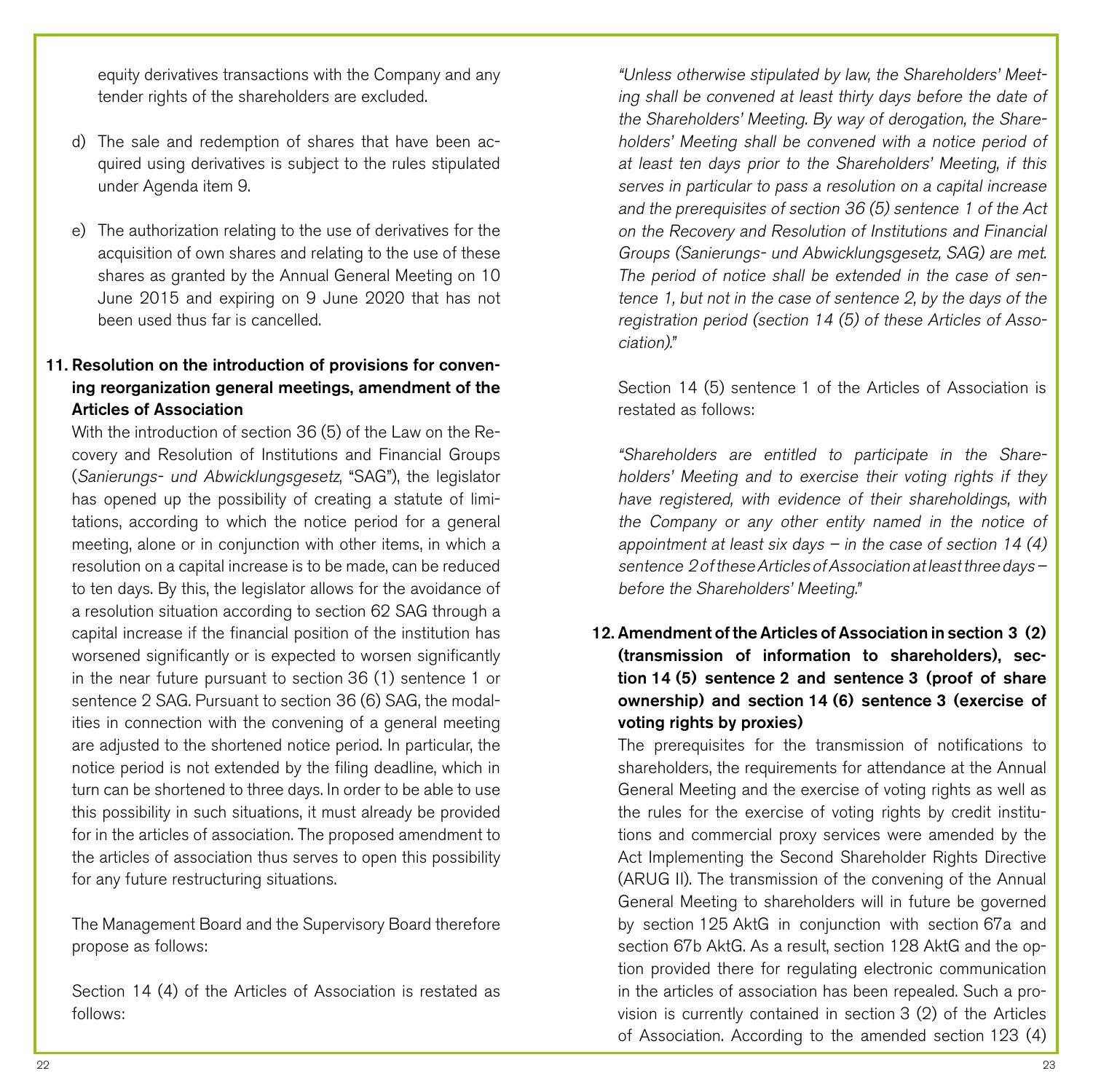equity derivatives transactions with the Company and any tender rights of the shareholders are excluded.

d) The sale and redemption of shares that have been acquired using derivatives is subject to the rules stipulated under Agenda item 9.

e) The authorization relating to the use of derivatives for the acquisition of own shares and relating to the use of these shares as granted by the Annual General Meeting on 10 June 2015 and expiring on 9 June 2020 that has not been used thus far is cancelled.

**11. Resolution on the introduction of provisions for convening reorganization general meetings, amendment of the Articles of Association**

With the introduction of section 36 (5) of the Law on the Recovery and Resolution of Institutions and Financial Groups (*Sanierungs- und Abwicklungsgesetz*, "SAG"), the legislator has opened up the possibility of creating a statute of limitations, according to which the notice period for a general meeting, alone or in conjunction with other items, in which a resolution on a capital increase is to be made, can be reduced to ten days. By this, the legislator allows for the avoidance of a resolution situation according to section 62 SAG through a capital increase if the financial position of the institution has worsened significantly or is expected to worsen significantly in the near future pursuant to section 36 (1) sentence 1 or sentence 2 SAG. Pursuant to section 36 (6) SAG, the modalities in connection with the convening of a general meeting are adjusted to the shortened notice period. In particular, the notice period is not extended by the filing deadline, which in turn can be shortened to three days. In order to be able to use this possibility in such situations, it must already be provided for in the articles of association. The proposed amendment to the articles of association thus serves to open this possibility for any future restructuring situations.

The Management Board and the Supervisory Board therefore propose as follows:

Section 14 (4) of the Articles of Association is restated as follows:

*"Unless otherwise stipulated by law, the Shareholders' Meeting shall be convened at least thirty days before the date of the Shareholders' Meeting. By way of derogation, the Shareholders' Meeting shall be convened with a notice period of at least ten days prior to the Shareholders' Meeting, if this serves in particular to pass a resolution on a capital increase and the prerequisites of section 36 (5) sentence 1 of the Act on the Recovery and Resolution of Institutions and Financial Groups (Sanierungs- und Abwicklungsgesetz, SAG) are met. The period of notice shall be extended in the case of sentence 1, but not in the case of sentence 2, by the days of the registration period (section 14 (5) of these Articles of Association)."*

Section 14 (5) sentence 1 of the Articles of Association is restated as follows:

*"Shareholders are entitled to participate in the Shareholders' Meeting and to exercise their voting rights if they have registered, with evidence of their shareholdings, with the Company or any other entity named in the notice of appointment at least six days – in the case of section 14 (4) sentence 2 of these Articles of Association at least three days – before the Shareholders' Meeting."*

**12. Amendment of the Articles of Association in section 3 (2) (transmission of information to shareholders), section 14 (5) sentence 2 and sentence 3 (proof of share ownership) and section 14 (6) sentence 3 (exercise of voting rights by proxies)**

The prerequisites for the transmission of notifications to shareholders, the requirements for attendance at the Annual General Meeting and the exercise of voting rights as well as the rules for the exercise of voting rights by credit institutions and commercial proxy services were amended by the Act Implementing the Second Shareholder Rights Directive (ARUG II). The transmission of the convening of the Annual General Meeting to shareholders will in future be governed by section 125 AktG in conjunction with section 67a and section 67b AktG. As a result, section 128 AktG and the option provided there for regulating electronic communication in the articles of association has been repealed. Such a provision is currently contained in section 3 (2) of the Articles of Association. According to the amended section 123 (4)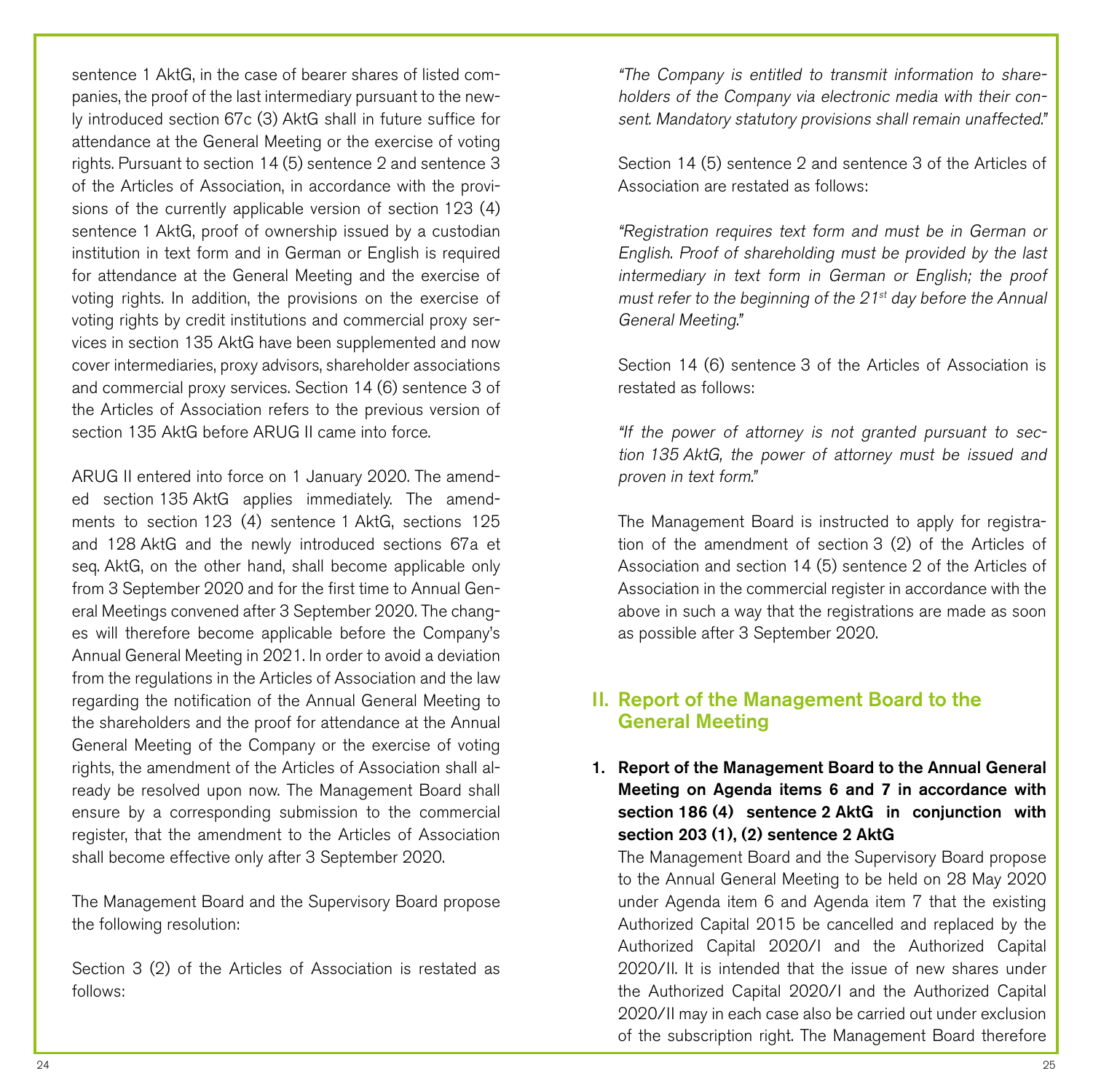sentence 1 AktG, in the case of bearer shares of listed companies, the proof of the last intermediary pursuant to the newly introduced section 67c (3) AktG shall in future suffice for attendance at the General Meeting or the exercise of voting rights. Pursuant to section 14 (5) sentence 2 and sentence 3 of the Articles of Association, in accordance with the provisions of the currently applicable version of section 123 (4) sentence 1 AktG, proof of ownership issued by a custodian institution in text form and in German or English is required for attendance at the General Meeting and the exercise of voting rights. In addition, the provisions on the exercise of voting rights by credit institutions and commercial proxy services in section 135 AktG have been supplemented and now cover intermediaries, proxy advisors, shareholder associations and commercial proxy services. Section 14 (6) sentence 3 of the Articles of Association refers to the previous version of section 135 AktG before ARUG II came into force.

ARUG II entered into force on 1 January 2020. The amended section 135 AktG applies immediately. The amendments to section 123 (4) sentence 1 AktG, sections 125 and 128 AktG and the newly introduced sections 67a et seq. AktG, on the other hand, shall become applicable only from 3 September 2020 and for the first time to Annual General Meetings convened after 3 September 2020. The changes will therefore become applicable before the Company's Annual General Meeting in 2021. In order to avoid a deviation from the regulations in the Articles of Association and the law regarding the notification of the Annual General Meeting to the shareholders and the proof for attendance at the Annual General Meeting of the Company or the exercise of voting rights, the amendment of the Articles of Association shall already be resolved upon now. The Management Board shall ensure by a corresponding submission to the commercial register, that the amendment to the Articles of Association shall become effective only after 3 September 2020.

The Management Board and the Supervisory Board propose the following resolution:

Section 3 (2) of the Articles of Association is restated as follows:

*"The Company is entitled to transmit information to shareholders of the Company via electronic media with their consent. Mandatory statutory provisions shall remain unaffected."*

Section 14 (5) sentence 2 and sentence 3 of the Articles of Association are restated as follows:

*"Registration requires text form and must be in German or English. Proof of shareholding must be provided by the last intermediary in text form in German or English; the proof must refer to the beginning of the 21st day before the Annual General Meeting."*

Section 14 (6) sentence 3 of the Articles of Association is restated as follows:

*"If the power of attorney is not granted pursuant to section 135 AktG, the power of attorney must be issued and proven in text form."*

The Management Board is instructed to apply for registration of the amendment of section 3 (2) of the Articles of Association and section 14 (5) sentence 2 of the Articles of Association in the commercial register in accordance with the above in such a way that the registrations are made as soon as possible after 3 September 2020.

## II. Report of the Management Board to the General Meeting

**1. Report of the Management Board to the Annual General Meeting on Agenda items 6 and 7 in accordance with section 186 (4) sentence 2 AktG in conjunction with section 203 (1), (2) sentence 2 AktG**

The Management Board and the Supervisory Board propose to the Annual General Meeting to be held on 28 May 2020 under Agenda item 6 and Agenda item 7 that the existing Authorized Capital 2015 be cancelled and replaced by the Authorized Capital 2020/I and the Authorized Capital 2020/II. It is intended that the issue of new shares under the Authorized Capital 2020/I and the Authorized Capital 2020/II may in each case also be carried out under exclusion of the subscription right. The Management Board therefore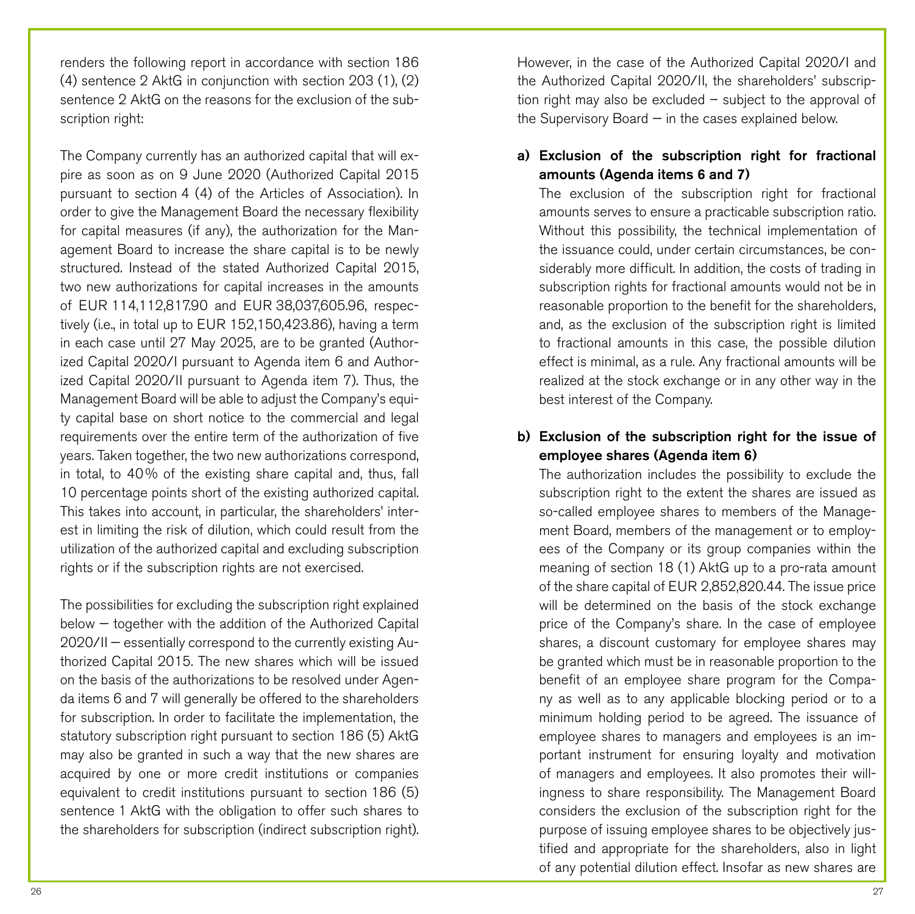renders the following report in accordance with section 186 (4) sentence 2 AktG in conjunction with section 203 (1), (2) sentence 2 AktG on the reasons for the exclusion of the subscription right:

The Company currently has an authorized capital that will expire as soon as on 9 June 2020 (Authorized Capital 2015 pursuant to section 4 (4) of the Articles of Association). In order to give the Management Board the necessary flexibility for capital measures (if any), the authorization for the Management Board to increase the share capital is to be newly structured. Instead of the stated Authorized Capital 2015, two new authorizations for capital increases in the amounts of EUR 114,112,817.90 and EUR 38,037,605.96, respectively (i.e., in total up to EUR 152,150,423.86), having a term in each case until 27 May 2025, are to be granted (Authorized Capital 2020/I pursuant to Agenda item 6 and Authorized Capital 2020/II pursuant to Agenda item 7). Thus, the Management Board will be able to adjust the Company's equity capital base on short notice to the commercial and legal requirements over the entire term of the authorization of five years. Taken together, the two new authorizations correspond, in total, to 40% of the existing share capital and, thus, fall 10 percentage points short of the existing authorized capital. This takes into account, in particular, the shareholders' interest in limiting the risk of dilution, which could result from the utilization of the authorized capital and excluding subscription rights or if the subscription rights are not exercised.

The possibilities for excluding the subscription right explained below – together with the addition of the Authorized Capital 2020/II – essentially correspond to the currently existing Authorized Capital 2015. The new shares which will be issued on the basis of the authorizations to be resolved under Agenda items 6 and 7 will generally be offered to the shareholders for subscription. In order to facilitate the implementation, the statutory subscription right pursuant to section 186 (5) AktG may also be granted in such a way that the new shares are acquired by one or more credit institutions or companies equivalent to credit institutions pursuant to section 186 (5) sentence 1 AktG with the obligation to offer such shares to the shareholders for subscription (indirect subscription right).

However, in the case of the Authorized Capital 2020/I and the Authorized Capital 2020/II, the shareholders' subscription right may also be excluded – subject to the approval of the Supervisory Board – in the cases explained below.

**a) Exclusion of the subscription right for fractional amounts (Agenda items 6 and 7)**

The exclusion of the subscription right for fractional amounts serves to ensure a practicable subscription ratio. Without this possibility, the technical implementation of the issuance could, under certain circumstances, be considerably more difficult. In addition, the costs of trading in subscription rights for fractional amounts would not be in reasonable proportion to the benefit for the shareholders, and, as the exclusion of the subscription right is limited to fractional amounts in this case, the possible dilution effect is minimal, as a rule. Any fractional amounts will be realized at the stock exchange or in any other way in the best interest of the Company.

**b) Exclusion of the subscription right for the issue of employee shares (Agenda item 6)**

The authorization includes the possibility to exclude the subscription right to the extent the shares are issued as so-called employee shares to members of the Management Board, members of the management or to employees of the Company or its group companies within the meaning of section 18 (1) AktG up to a pro-rata amount of the share capital of EUR 2,852,820.44. The issue price will be determined on the basis of the stock exchange price of the Company's share. In the case of employee shares, a discount customary for employee shares may be granted which must be in reasonable proportion to the benefit of an employee share program for the Company as well as to any applicable blocking period or to a minimum holding period to be agreed. The issuance of employee shares to managers and employees is an important instrument for ensuring loyalty and motivation of managers and employees. It also promotes their willingness to share responsibility. The Management Board considers the exclusion of the subscription right for the purpose of issuing employee shares to be objectively justified and appropriate for the shareholders, also in light of any potential dilution effect. Insofar as new shares are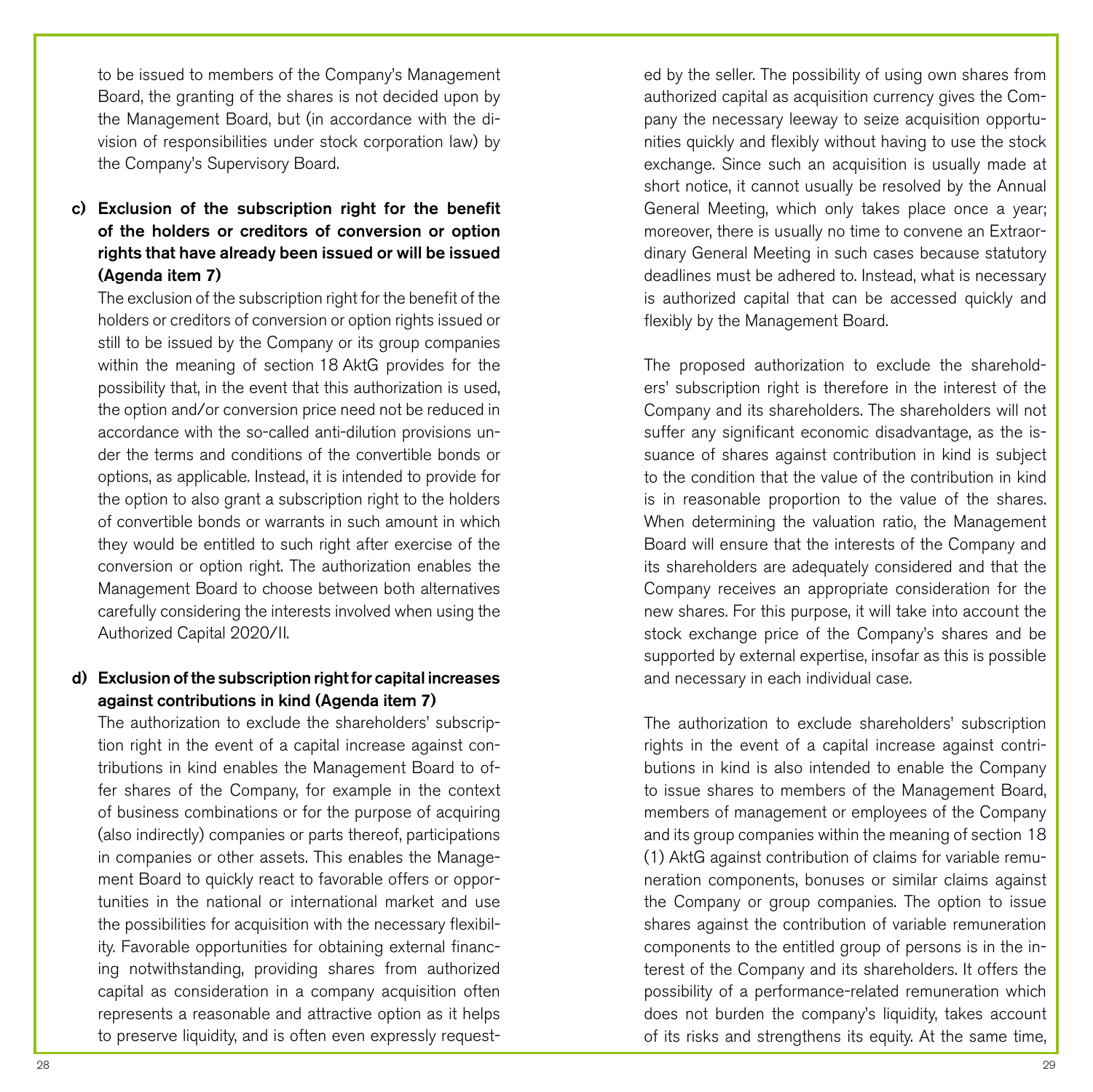to be issued to members of the Company's Management Board, the granting of the shares is not decided upon by the Management Board, but (in accordance with the division of responsibilities under stock corporation law) by the Company's Supervisory Board.

**c) Exclusion of the subscription right for the benefit of the holders or creditors of conversion or option rights that have already been issued or will be issued (Agenda item 7)**

The exclusion of the subscription right for the benefit of the holders or creditors of conversion or option rights issued or still to be issued by the Company or its group companies within the meaning of section 18 AktG provides for the possibility that, in the event that this authorization is used, the option and/or conversion price need not be reduced in accordance with the so-called anti-dilution provisions under the terms and conditions of the convertible bonds or options, as applicable. Instead, it is intended to provide for the option to also grant a subscription right to the holders of convertible bonds or warrants in such amount in which they would be entitled to such right after exercise of the conversion or option right. The authorization enables the Management Board to choose between both alternatives carefully considering the interests involved when using the Authorized Capital 2020/II.

**d) Exclusion of the subscription right for capital increases against contributions in kind (Agenda item 7)**

The authorization to exclude the shareholders' subscription right in the event of a capital increase against contributions in kind enables the Management Board to offer shares of the Company, for example in the context of business combinations or for the purpose of acquiring (also indirectly) companies or parts thereof, participations in companies or other assets. This enables the Management Board to quickly react to favorable offers or opportunities in the national or international market and use the possibilities for acquisition with the necessary flexibility. Favorable opportunities for obtaining external financing notwithstanding, providing shares from authorized capital as consideration in a company acquisition often represents a reasonable and attractive option as it helps to preserve liquidity, and is often even expressly requested by the seller. The possibility of using own shares from authorized capital as acquisition currency gives the Company the necessary leeway to seize acquisition opportunities quickly and flexibly without having to use the stock exchange. Since such an acquisition is usually made at short notice, it cannot usually be resolved by the Annual General Meeting, which only takes place once a year; moreover, there is usually no time to convene an Extraordinary General Meeting in such cases because statutory deadlines must be adhered to. Instead, what is necessary is authorized capital that can be accessed quickly and flexibly by the Management Board.

The proposed authorization to exclude the shareholders' subscription right is therefore in the interest of the Company and its shareholders. The shareholders will not suffer any significant economic disadvantage, as the issuance of shares against contribution in kind is subject to the condition that the value of the contribution in kind is in reasonable proportion to the value of the shares. When determining the valuation ratio, the Management Board will ensure that the interests of the Company and its shareholders are adequately considered and that the Company receives an appropriate consideration for the new shares. For this purpose, it will take into account the stock exchange price of the Company's shares and be supported by external expertise, insofar as this is possible and necessary in each individual case.

The authorization to exclude shareholders' subscription rights in the event of a capital increase against contributions in kind is also intended to enable the Company to issue shares to members of the Management Board, members of management or employees of the Company and its group companies within the meaning of section 18 (1) AktG against contribution of claims for variable remuneration components, bonuses or similar claims against the Company or group companies. The option to issue shares against the contribution of variable remuneration components to the entitled group of persons is in the interest of the Company and its shareholders. It offers the possibility of a performance-related remuneration which does not burden the company's liquidity, takes account of its risks and strengthens its equity. At the same time,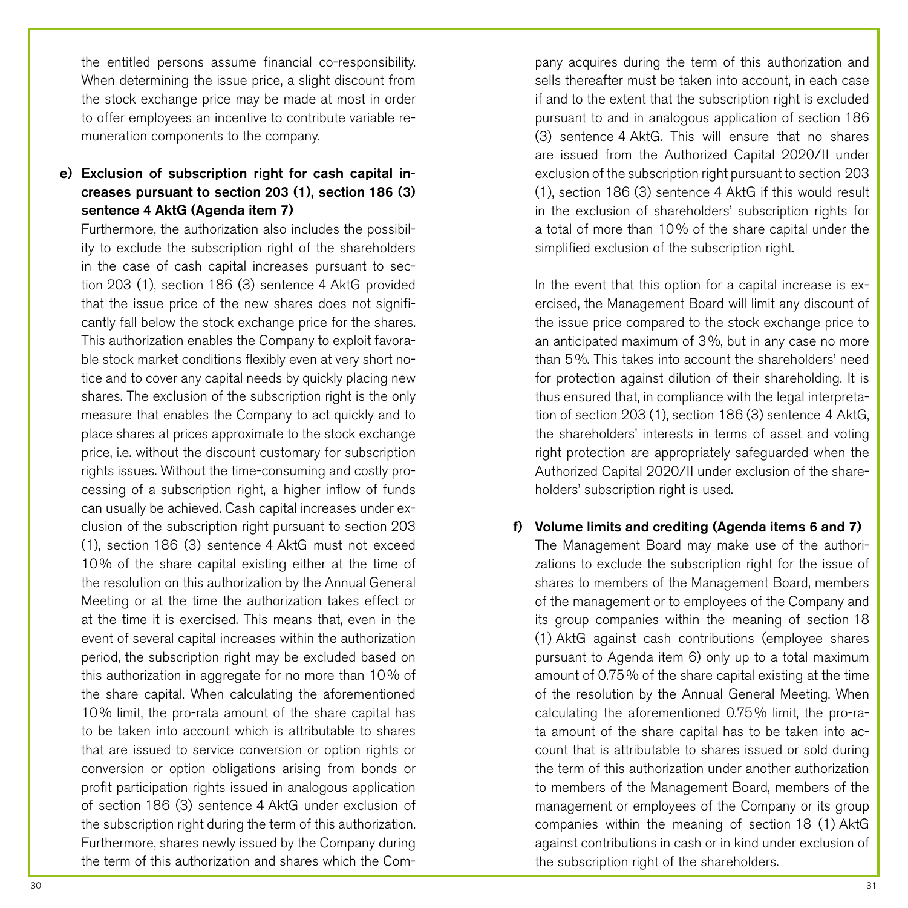the entitled persons assume financial co-responsibility. When determining the issue price, a slight discount from the stock exchange price may be made at most in order to offer employees an incentive to contribute variable remuneration components to the company.

**e) Exclusion of subscription right for cash capital increases pursuant to section 203 (1), section 186 (3) sentence 4 AktG (Agenda item 7)**

Furthermore, the authorization also includes the possibility to exclude the subscription right of the shareholders in the case of cash capital increases pursuant to section 203 (1), section 186 (3) sentence 4 AktG provided that the issue price of the new shares does not significantly fall below the stock exchange price for the shares. This authorization enables the Company to exploit favorable stock market conditions flexibly even at very short notice and to cover any capital needs by quickly placing new shares. The exclusion of the subscription right is the only measure that enables the Company to act quickly and to place shares at prices approximate to the stock exchange price, i.e. without the discount customary for subscription rights issues. Without the time-consuming and costly processing of a subscription right, a higher inflow of funds can usually be achieved. Cash capital increases under exclusion of the subscription right pursuant to section 203 (1), section 186 (3) sentence 4 AktG must not exceed 10% of the share capital existing either at the time of the resolution on this authorization by the Annual General Meeting or at the time the authorization takes effect or at the time it is exercised. This means that, even in the event of several capital increases within the authorization period, the subscription right may be excluded based on this authorization in aggregate for no more than 10% of the share capital. When calculating the aforementioned 10% limit, the pro-rata amount of the share capital has to be taken into account which is attributable to shares that are issued to service conversion or option rights or conversion or option obligations arising from bonds or profit participation rights issued in analogous application of section 186 (3) sentence 4 AktG under exclusion of the subscription right during the term of this authorization. Furthermore, shares newly issued by the Company during the term of this authorization and shares which the Company acquires during the term of this authorization and sells thereafter must be taken into account, in each case if and to the extent that the subscription right is excluded pursuant to and in analogous application of section 186 (3) sentence 4 AktG. This will ensure that no shares are issued from the Authorized Capital 2020/II under exclusion of the subscription right pursuant to section 203 (1), section 186 (3) sentence 4 AktG if this would result in the exclusion of shareholders' subscription rights for a total of more than 10% of the share capital under the simplified exclusion of the subscription right.

In the event that this option for a capital increase is exercised, the Management Board will limit any discount of the issue price compared to the stock exchange price to an anticipated maximum of 3%, but in any case no more than 5%. This takes into account the shareholders' need for protection against dilution of their shareholding. It is thus ensured that, in compliance with the legal interpretation of section 203 (1), section 186 (3) sentence 4 AktG, the shareholders' interests in terms of asset and voting right protection are appropriately safeguarded when the Authorized Capital 2020/II under exclusion of the shareholders' subscription right is used.

**f) Volume limits and crediting (Agenda items 6 and 7)**

The Management Board may make use of the authorizations to exclude the subscription right for the issue of shares to members of the Management Board, members of the management or to employees of the Company and its group companies within the meaning of section 18 (1) AktG against cash contributions (employee shares pursuant to Agenda item 6) only up to a total maximum amount of 0.75% of the share capital existing at the time of the resolution by the Annual General Meeting. When calculating the aforementioned 0.75% limit, the pro-rata amount of the share capital has to be taken into account that is attributable to shares issued or sold during the term of this authorization under another authorization to members of the Management Board, members of the management or employees of the Company or its group companies within the meaning of section 18 (1) AktG against contributions in cash or in kind under exclusion of the subscription right of the shareholders.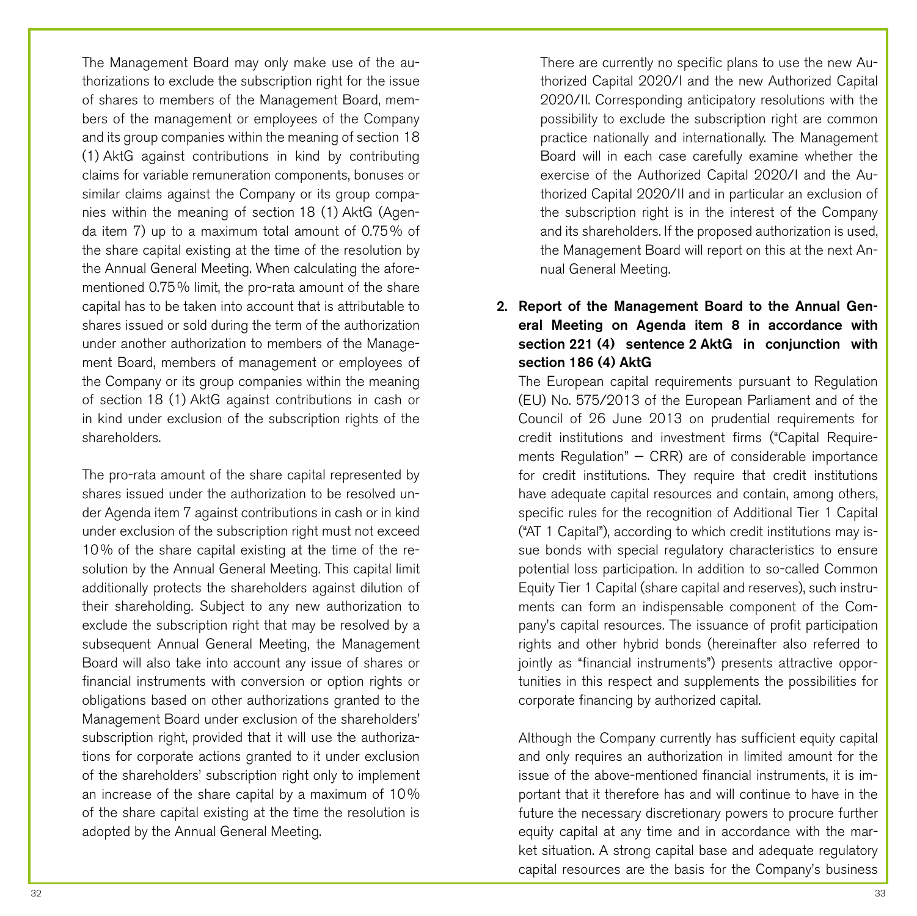The Management Board may only make use of the authorizations to exclude the subscription right for the issue of shares to members of the Management Board, members of the management or employees of the Company and its group companies within the meaning of section 18 (1) AktG against contributions in kind by contributing claims for variable remuneration components, bonuses or similar claims against the Company or its group companies within the meaning of section 18 (1) AktG (Agenda item 7) up to a maximum total amount of 0.75% of the share capital existing at the time of the resolution by the Annual General Meeting. When calculating the aforementioned 0.75% limit, the pro-rata amount of the share capital has to be taken into account that is attributable to shares issued or sold during the term of the authorization under another authorization to members of the Management Board, members of management or employees of the Company or its group companies within the meaning of section 18 (1) AktG against contributions in cash or in kind under exclusion of the subscription rights of the shareholders.

The pro-rata amount of the share capital represented by shares issued under the authorization to be resolved under Agenda item 7 against contributions in cash or in kind under exclusion of the subscription right must not exceed 10% of the share capital existing at the time of the resolution by the Annual General Meeting. This capital limit additionally protects the shareholders against dilution of their shareholding. Subject to any new authorization to exclude the subscription right that may be resolved by a subsequent Annual General Meeting, the Management Board will also take into account any issue of shares or financial instruments with conversion or option rights or obligations based on other authorizations granted to the Management Board under exclusion of the shareholders' subscription right, provided that it will use the authorizations for corporate actions granted to it under exclusion of the shareholders' subscription right only to implement an increase of the share capital by a maximum of 10% of the share capital existing at the time the resolution is adopted by the Annual General Meeting.

There are currently no specific plans to use the new Authorized Capital 2020/I and the new Authorized Capital 2020/II. Corresponding anticipatory resolutions with the possibility to exclude the subscription right are common practice nationally and internationally. The Management Board will in each case carefully examine whether the exercise of the Authorized Capital 2020/I and the Authorized Capital 2020/II and in particular an exclusion of the subscription right is in the interest of the Company and its shareholders. If the proposed authorization is used, the Management Board will report on this at the next Annual General Meeting.

**2. Report of the Management Board to the Annual General Meeting on Agenda item 8 in accordance with section 221 (4) sentence 2 AktG in conjunction with section 186 (4) AktG**

The European capital requirements pursuant to Regulation (EU) No. 575/2013 of the European Parliament and of the Council of 26 June 2013 on prudential requirements for credit institutions and investment firms ("Capital Requirements Regulation" – CRR) are of considerable importance for credit institutions. They require that credit institutions have adequate capital resources and contain, among others, specific rules for the recognition of Additional Tier 1 Capital ("AT 1 Capital"), according to which credit institutions may issue bonds with special regulatory characteristics to ensure potential loss participation. In addition to so-called Common Equity Tier 1 Capital (share capital and reserves), such instruments can form an indispensable component of the Company's capital resources. The issuance of profit participation rights and other hybrid bonds (hereinafter also referred to jointly as "financial instruments") presents attractive opportunities in this respect and supplements the possibilities for corporate financing by authorized capital.

Although the Company currently has sufficient equity capital and only requires an authorization in limited amount for the issue of the above-mentioned financial instruments, it is important that it therefore has and will continue to have in the future the necessary discretionary powers to procure further equity capital at any time and in accordance with the market situation. A strong capital base and adequate regulatory capital resources are the basis for the Company's business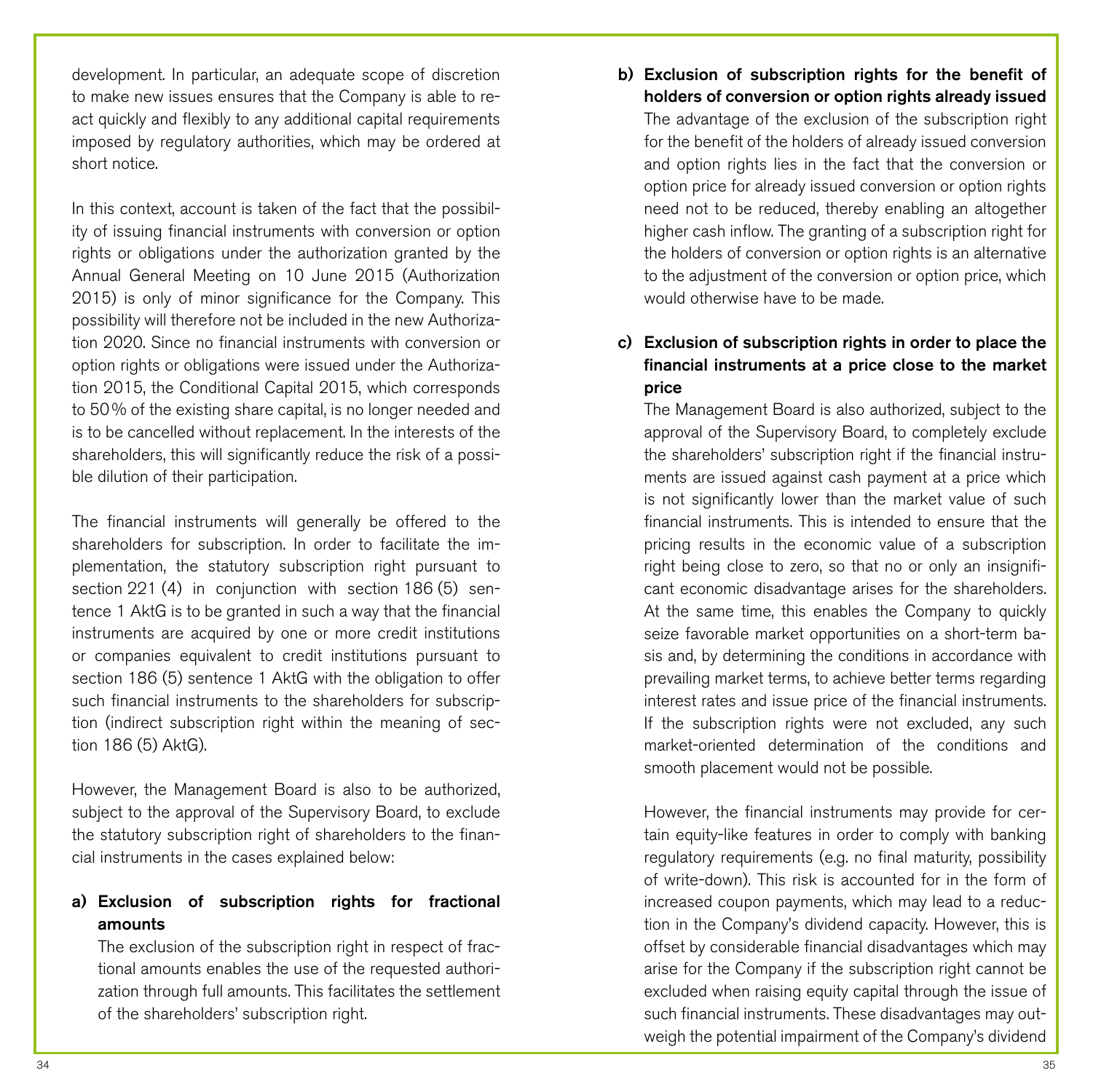development. In particular, an adequate scope of discretion to make new issues ensures that the Company is able to react quickly and flexibly to any additional capital requirements imposed by regulatory authorities, which may be ordered at short notice.

In this context, account is taken of the fact that the possibility of issuing financial instruments with conversion or option rights or obligations under the authorization granted by the Annual General Meeting on 10 June 2015 (Authorization 2015) is only of minor significance for the Company. This possibility will therefore not be included in the new Authorization 2020. Since no financial instruments with conversion or option rights or obligations were issued under the Authorization 2015, the Conditional Capital 2015, which corresponds to 50 % of the existing share capital, is no longer needed and is to be cancelled without replacement. In the interests of the shareholders, this will significantly reduce the risk of a possible dilution of their participation.

The financial instruments will generally be offered to the shareholders for subscription. In order to facilitate the implementation, the statutory subscription right pursuant to section 221 (4) in conjunction with section 186 (5) sentence 1 AktG is to be granted in such a way that the financial instruments are acquired by one or more credit institutions or companies equivalent to credit institutions pursuant to section 186 (5) sentence 1 AktG with the obligation to offer such financial instruments to the shareholders for subscription (indirect subscription right within the meaning of section 186 (5) AktG).

However, the Management Board is also to be authorized, subject to the approval of the Supervisory Board, to exclude the statutory subscription right of shareholders to the financial instruments in the cases explained below:

**a) Exclusion of subscription rights for fractional amounts**

The exclusion of the subscription right in respect of fractional amounts enables the use of the requested authorization through full amounts. This facilitates the settlement of the shareholders' subscription right.

**b) Exclusion of subscription rights for the benefit of holders of conversion or option rights already issued**

The advantage of the exclusion of the subscription right for the benefit of the holders of already issued conversion and option rights lies in the fact that the conversion or option price for already issued conversion or option rights need not to be reduced, thereby enabling an altogether higher cash inflow. The granting of a subscription right for the holders of conversion or option rights is an alternative to the adjustment of the conversion or option price, which would otherwise have to be made.

**c) Exclusion of subscription rights in order to place the financial instruments at a price close to the market price**

The Management Board is also authorized, subject to the approval of the Supervisory Board, to completely exclude the shareholders' subscription right if the financial instruments are issued against cash payment at a price which is not significantly lower than the market value of such financial instruments. This is intended to ensure that the pricing results in the economic value of a subscription right being close to zero, so that no or only an insignificant economic disadvantage arises for the shareholders. At the same time, this enables the Company to quickly seize favorable market opportunities on a short-term basis and, by determining the conditions in accordance with prevailing market terms, to achieve better terms regarding interest rates and issue price of the financial instruments. If the subscription rights were not excluded, any such market-oriented determination of the conditions and smooth placement would not be possible.

However, the financial instruments may provide for certain equity-like features in order to comply with banking regulatory requirements (e.g. no final maturity, possibility of write-down). This risk is accounted for in the form of increased coupon payments, which may lead to a reduction in the Company's dividend capacity. However, this is offset by considerable financial disadvantages which may arise for the Company if the subscription right cannot be excluded when raising equity capital through the issue of such financial instruments. These disadvantages may outweigh the potential impairment of the Company's dividend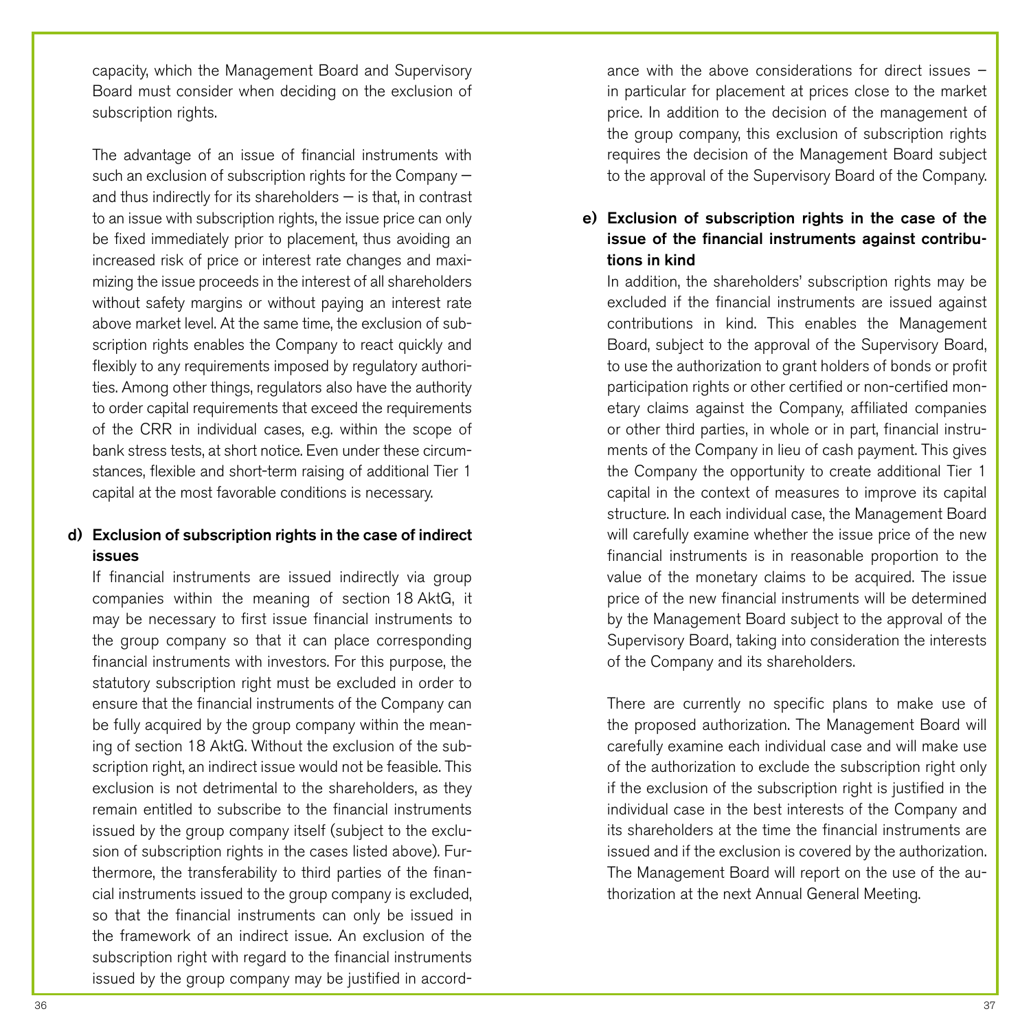capacity, which the Management Board and Supervisory Board must consider when deciding on the exclusion of subscription rights.

The advantage of an issue of financial instruments with such an exclusion of subscription rights for the Company — and thus indirectly for its shareholders — is that, in contrast to an issue with subscription rights, the issue price can only be fixed immediately prior to placement, thus avoiding an increased risk of price or interest rate changes and maximizing the issue proceeds in the interest of all shareholders without safety margins or without paying an interest rate above market level. At the same time, the exclusion of subscription rights enables the Company to react quickly and flexibly to any requirements imposed by regulatory authorities. Among other things, regulators also have the authority to order capital requirements that exceed the requirements of the CRR in individual cases, e.g. within the scope of bank stress tests, at short notice. Even under these circumstances, flexible and short-term raising of additional Tier 1 capital at the most favorable conditions is necessary.

**d) Exclusion of subscription rights in the case of indirect issues**

If financial instruments are issued indirectly via group companies within the meaning of section 18 AktG, it may be necessary to first issue financial instruments to the group company so that it can place corresponding financial instruments with investors. For this purpose, the statutory subscription right must be excluded in order to ensure that the financial instruments of the Company can be fully acquired by the group company within the meaning of section 18 AktG. Without the exclusion of the subscription right, an indirect issue would not be feasible. This exclusion is not detrimental to the shareholders, as they remain entitled to subscribe to the financial instruments issued by the group company itself (subject to the exclusion of subscription rights in the cases listed above). Furthermore, the transferability to third parties of the financial instruments issued to the group company is excluded, so that the financial instruments can only be issued in the framework of an indirect issue. An exclusion of the subscription right with regard to the financial instruments issued by the group company may be justified in accordance with the above considerations for direct issues – in particular for placement at prices close to the market price. In addition to the decision of the management of the group company, this exclusion of subscription rights requires the decision of the Management Board subject to the approval of the Supervisory Board of the Company.

**e) Exclusion of subscription rights in the case of the issue of the financial instruments against contributions in kind**

In addition, the shareholders' subscription rights may be excluded if the financial instruments are issued against contributions in kind. This enables the Management Board, subject to the approval of the Supervisory Board, to use the authorization to grant holders of bonds or profit participation rights or other certified or non-certified monetary claims against the Company, affiliated companies or other third parties, in whole or in part, financial instruments of the Company in lieu of cash payment. This gives the Company the opportunity to create additional Tier 1 capital in the context of measures to improve its capital structure. In each individual case, the Management Board will carefully examine whether the issue price of the new financial instruments is in reasonable proportion to the value of the monetary claims to be acquired. The issue price of the new financial instruments will be determined by the Management Board subject to the approval of the Supervisory Board, taking into consideration the interests of the Company and its shareholders.

There are currently no specific plans to make use of the proposed authorization. The Management Board will carefully examine each individual case and will make use of the authorization to exclude the subscription right only if the exclusion of the subscription right is justified in the individual case in the best interests of the Company and its shareholders at the time the financial instruments are issued and if the exclusion is covered by the authorization. The Management Board will report on the use of the authorization at the next Annual General Meeting.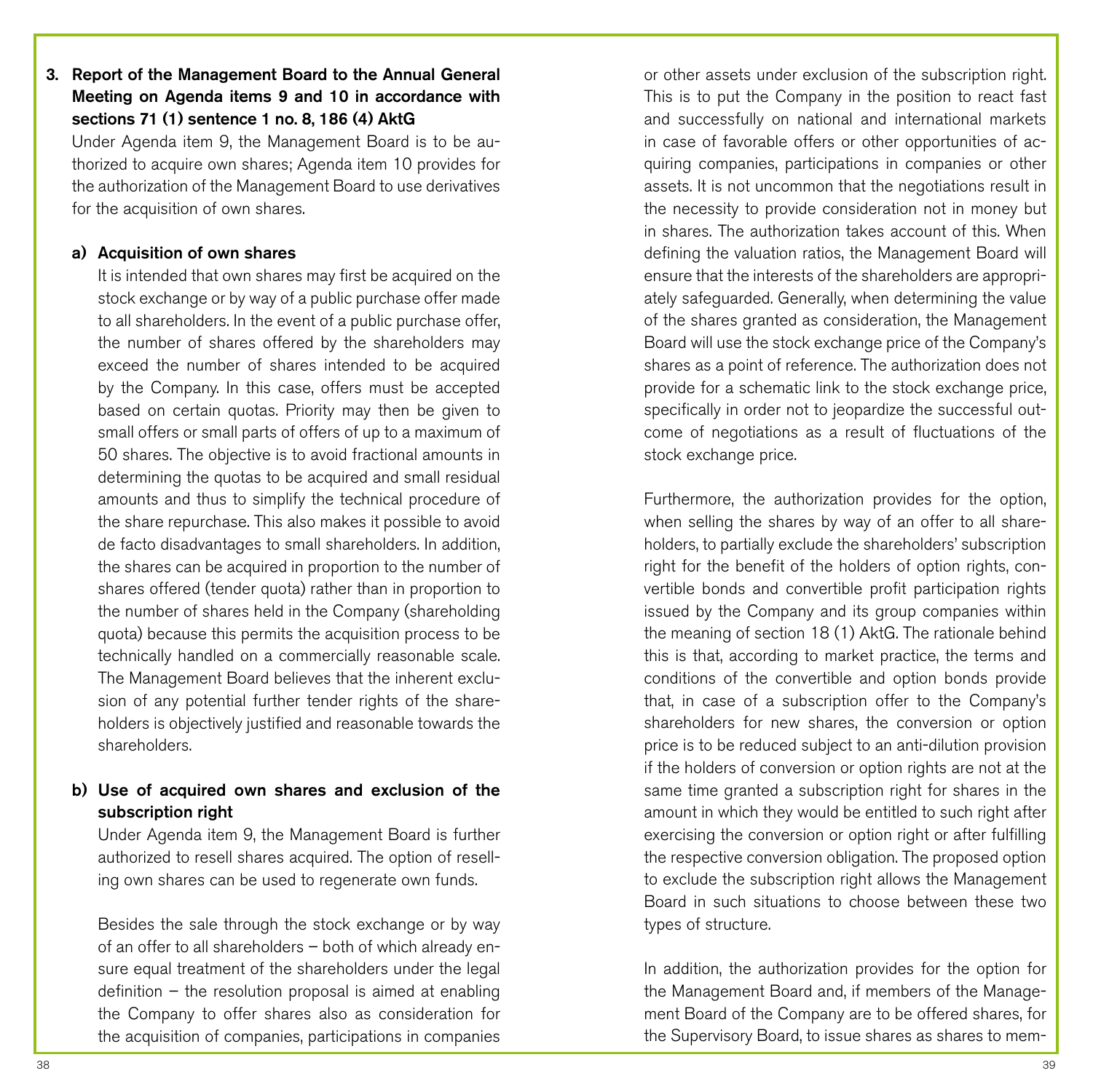## 3. Report of the Management Board to the Annual General Meeting on Agenda items 9 and 10 in accordance with sections 71 (1) sentence 1 no. 8, 186 (4) AktG

Under Agenda item 9, the Management Board is to be authorized to acquire own shares; Agenda item 10 provides for the authorization of the Management Board to use derivatives for the acquisition of own shares.

### a) Acquisition of own shares

It is intended that own shares may first be acquired on the stock exchange or by way of a public purchase offer made to all shareholders. In the event of a public purchase offer, the number of shares offered by the shareholders may exceed the number of shares intended to be acquired by the Company. In this case, offers must be accepted based on certain quotas. Priority may then be given to small offers or small parts of offers of up to a maximum of 50 shares. The objective is to avoid fractional amounts in determining the quotas to be acquired and small residual amounts and thus to simplify the technical procedure of the share repurchase. This also makes it possible to avoid de facto disadvantages to small shareholders. In addition, the shares can be acquired in proportion to the number of shares offered (tender quota) rather than in proportion to the number of shares held in the Company (shareholding quota) because this permits the acquisition process to be technically handled on a commercially reasonable scale. The Management Board believes that the inherent exclusion of any potential further tender rights of the shareholders is objectively justified and reasonable towards the shareholders.

### b) Use of acquired own shares and exclusion of the subscription right

Under Agenda item 9, the Management Board is further authorized to resell shares acquired. The option of reselling own shares can be used to regenerate own funds.

Besides the sale through the stock exchange or by way of an offer to all shareholders – both of which already ensure equal treatment of the shareholders under the legal definition – the resolution proposal is aimed at enabling the Company to offer shares also as consideration for the acquisition of companies, participations in companies or other assets under exclusion of the subscription right. This is to put the Company in the position to react fast and successfully on national and international markets in case of favorable offers or other opportunities of acquiring companies, participations in companies or other assets. It is not uncommon that the negotiations result in the necessity to provide consideration not in money but in shares. The authorization takes account of this. When defining the valuation ratios, the Management Board will ensure that the interests of the shareholders are appropriately safeguarded. Generally, when determining the value of the shares granted as consideration, the Management Board will use the stock exchange price of the Company's shares as a point of reference. The authorization does not provide for a schematic link to the stock exchange price, specifically in order not to jeopardize the successful outcome of negotiations as a result of fluctuations of the stock exchange price.

Furthermore, the authorization provides for the option, when selling the shares by way of an offer to all shareholders, to partially exclude the shareholders' subscription right for the benefit of the holders of option rights, convertible bonds and convertible profit participation rights issued by the Company and its group companies within the meaning of section 18 (1) AktG. The rationale behind this is that, according to market practice, the terms and conditions of the convertible and option bonds provide that, in case of a subscription offer to the Company's shareholders for new shares, the conversion or option price is to be reduced subject to an anti-dilution provision if the holders of conversion or option rights are not at the same time granted a subscription right for shares in the amount in which they would be entitled to such right after exercising the conversion or option right or after fulfilling the respective conversion obligation. The proposed option to exclude the subscription right allows the Management Board in such situations to choose between these two types of structure.

In addition, the authorization provides for the option for the Management Board and, if members of the Management Board of the Company are to be offered shares, for the Supervisory Board, to issue shares as shares to mem-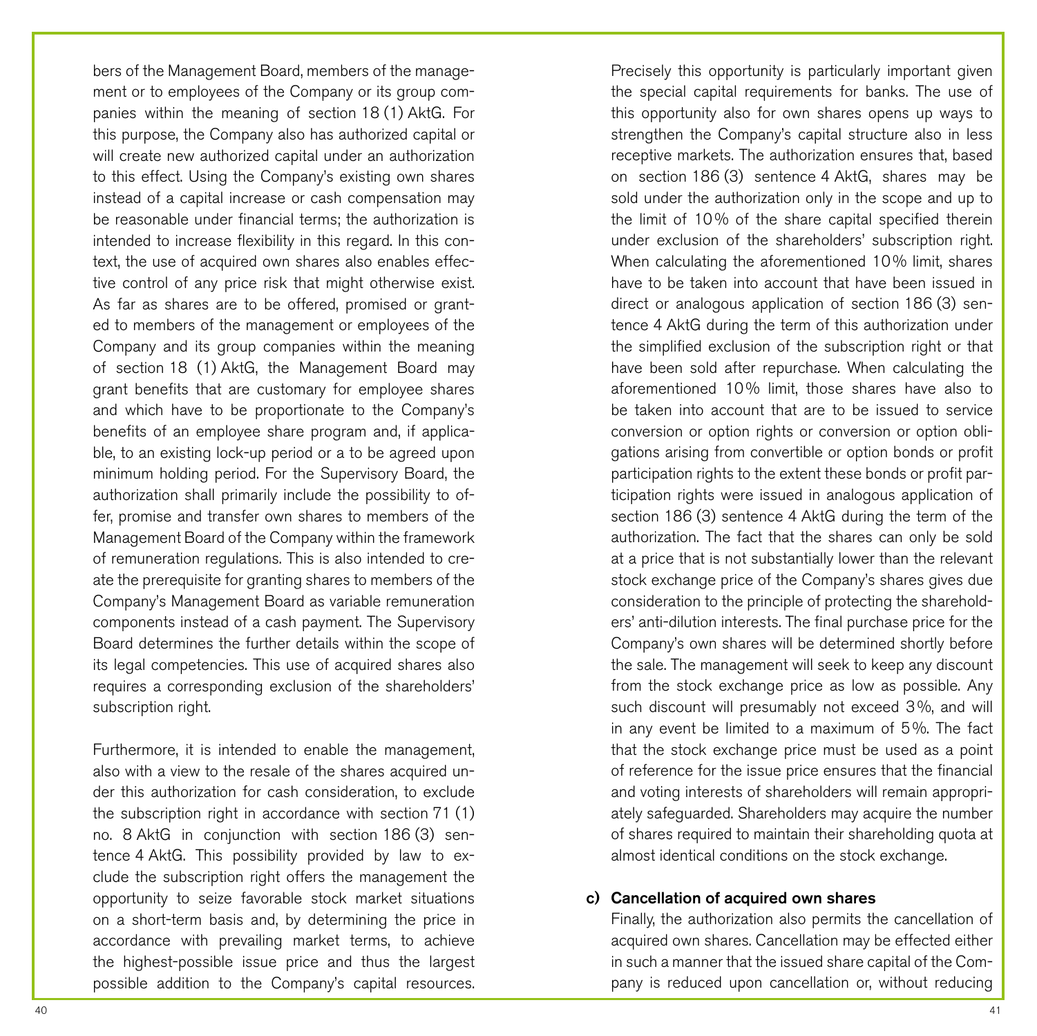bers of the Management Board, members of the management or to employees of the Company or its group companies within the meaning of section 18 (1) AktG. For this purpose, the Company also has authorized capital or will create new authorized capital under an authorization to this effect. Using the Company's existing own shares instead of a capital increase or cash compensation may be reasonable under financial terms; the authorization is intended to increase flexibility in this regard. In this context, the use of acquired own shares also enables effective control of any price risk that might otherwise exist. As far as shares are to be offered, promised or granted to members of the management or employees of the Company and its group companies within the meaning of section 18 (1) AktG, the Management Board may grant benefits that are customary for employee shares and which have to be proportionate to the Company's benefits of an employee share program and, if applicable, to an existing lock-up period or a to be agreed upon minimum holding period. For the Supervisory Board, the authorization shall primarily include the possibility to offer, promise and transfer own shares to members of the Management Board of the Company within the framework of remuneration regulations. This is also intended to create the prerequisite for granting shares to members of the Company's Management Board as variable remuneration components instead of a cash payment. The Supervisory Board determines the further details within the scope of its legal competencies. This use of acquired shares also requires a corresponding exclusion of the shareholders' subscription right.

Furthermore, it is intended to enable the management, also with a view to the resale of the shares acquired under this authorization for cash consideration, to exclude the subscription right in accordance with section 71 (1) no. 8 AktG in conjunction with section 186 (3) sentence 4 AktG. This possibility provided by law to exclude the subscription right offers the management the opportunity to seize favorable stock market situations on a short-term basis and, by determining the price in accordance with prevailing market terms, to achieve the highest-possible issue price and thus the largest possible addition to the Company's capital resources. Precisely this opportunity is particularly important given the special capital requirements for banks. The use of this opportunity also for own shares opens up ways to strengthen the Company's capital structure also in less receptive markets. The authorization ensures that, based on section 186 (3) sentence 4 AktG, shares may be sold under the authorization only in the scope and up to the limit of 10% of the share capital specified therein under exclusion of the shareholders' subscription right. When calculating the aforementioned 10% limit, shares have to be taken into account that have been issued in direct or analogous application of section 186 (3) sentence 4 AktG during the term of this authorization under the simplified exclusion of the subscription right or that have been sold after repurchase. When calculating the aforementioned 10% limit, those shares have also to be taken into account that are to be issued to service conversion or option rights or conversion or option obligations arising from convertible or option bonds or profit participation rights to the extent these bonds or profit participation rights were issued in analogous application of section 186 (3) sentence 4 AktG during the term of the authorization. The fact that the shares can only be sold at a price that is not substantially lower than the relevant stock exchange price of the Company's shares gives due consideration to the principle of protecting the shareholders' anti-dilution interests. The final purchase price for the Company's own shares will be determined shortly before the sale. The management will seek to keep any discount from the stock exchange price as low as possible. Any such discount will presumably not exceed 3%, and will in any event be limited to a maximum of 5%. The fact that the stock exchange price must be used as a point of reference for the issue price ensures that the financial and voting interests of shareholders will remain appropriately safeguarded. Shareholders may acquire the number of shares required to maintain their shareholding quota at almost identical conditions on the stock exchange.

**c) Cancellation of acquired own shares**

Finally, the authorization also permits the cancellation of acquired own shares. Cancellation may be effected either in such a manner that the issued share capital of the Company is reduced upon cancellation or, without reducing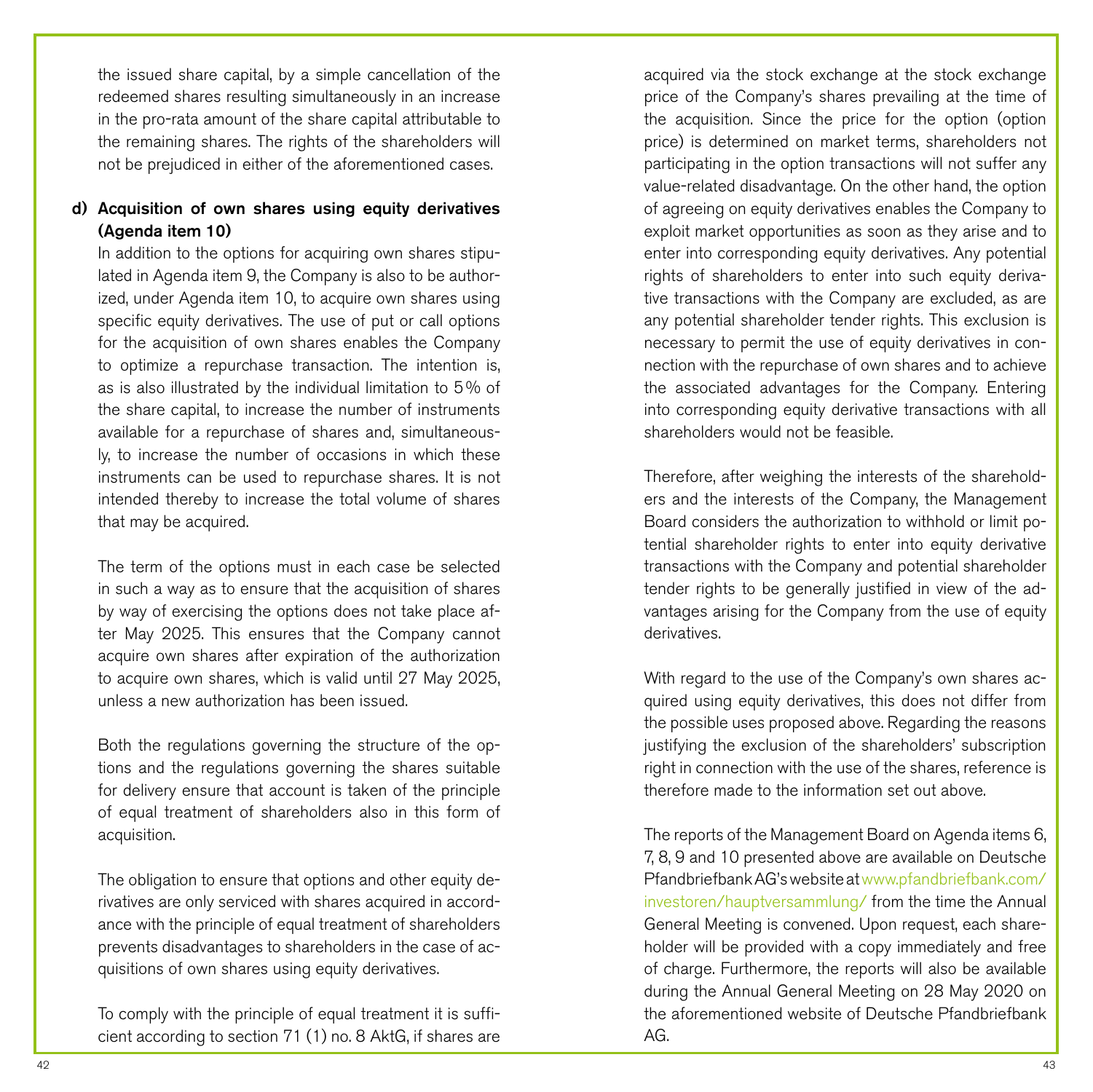the issued share capital, by a simple cancellation of the redeemed shares resulting simultaneously in an increase in the pro-rata amount of the share capital attributable to the remaining shares. The rights of the shareholders will not be prejudiced in either of the aforementioned cases.

**d) Acquisition of own shares using equity derivatives (Agenda item 10)**

In addition to the options for acquiring own shares stipulated in Agenda item 9, the Company is also to be authorized, under Agenda item 10, to acquire own shares using specific equity derivatives. The use of put or call options for the acquisition of own shares enables the Company to optimize a repurchase transaction. The intention is, as is also illustrated by the individual limitation to 5% of the share capital, to increase the number of instruments available for a repurchase of shares and, simultaneously, to increase the number of occasions in which these instruments can be used to repurchase shares. It is not intended thereby to increase the total volume of shares that may be acquired.

The term of the options must in each case be selected in such a way as to ensure that the acquisition of shares by way of exercising the options does not take place after May 2025. This ensures that the Company cannot acquire own shares after expiration of the authorization to acquire own shares, which is valid until 27 May 2025, unless a new authorization has been issued.

Both the regulations governing the structure of the options and the regulations governing the shares suitable for delivery ensure that account is taken of the principle of equal treatment of shareholders also in this form of acquisition.

The obligation to ensure that options and other equity derivatives are only serviced with shares acquired in accordance with the principle of equal treatment of shareholders prevents disadvantages to shareholders in the case of acquisitions of own shares using equity derivatives.

To comply with the principle of equal treatment it is sufficient according to section 71 (1) no. 8 AktG, if shares are acquired via the stock exchange at the stock exchange price of the Company's shares prevailing at the time of the acquisition. Since the price for the option (option price) is determined on market terms, shareholders not participating in the option transactions will not suffer any value-related disadvantage. On the other hand, the option of agreeing on equity derivatives enables the Company to exploit market opportunities as soon as they arise and to enter into corresponding equity derivatives. Any potential rights of shareholders to enter into such equity derivative transactions with the Company are excluded, as are any potential shareholder tender rights. This exclusion is necessary to permit the use of equity derivatives in connection with the repurchase of own shares and to achieve the associated advantages for the Company. Entering into corresponding equity derivative transactions with all shareholders would not be feasible.

Therefore, after weighing the interests of the shareholders and the interests of the Company, the Management Board considers the authorization to withhold or limit potential shareholder rights to enter into equity derivative transactions with the Company and potential shareholder tender rights to be generally justified in view of the advantages arising for the Company from the use of equity derivatives.

With regard to the use of the Company's own shares acquired using equity derivatives, this does not differ from the possible uses proposed above. Regarding the reasons justifying the exclusion of the shareholders' subscription right in connection with the use of the shares, reference is therefore made to the information set out above.

The reports of the Management Board on Agenda items 6, 7, 8, 9 and 10 presented above are available on Deutsche Pfandbriefbank AG's website at www.pfandbriefbank.com/investoren/hauptversammlung/ from the time the Annual General Meeting is convened. Upon request, each shareholder will be provided with a copy immediately and free of charge. Furthermore, the reports will also be available during the Annual General Meeting on 28 May 2020 on the aforementioned website of Deutsche Pfandbriefbank AG.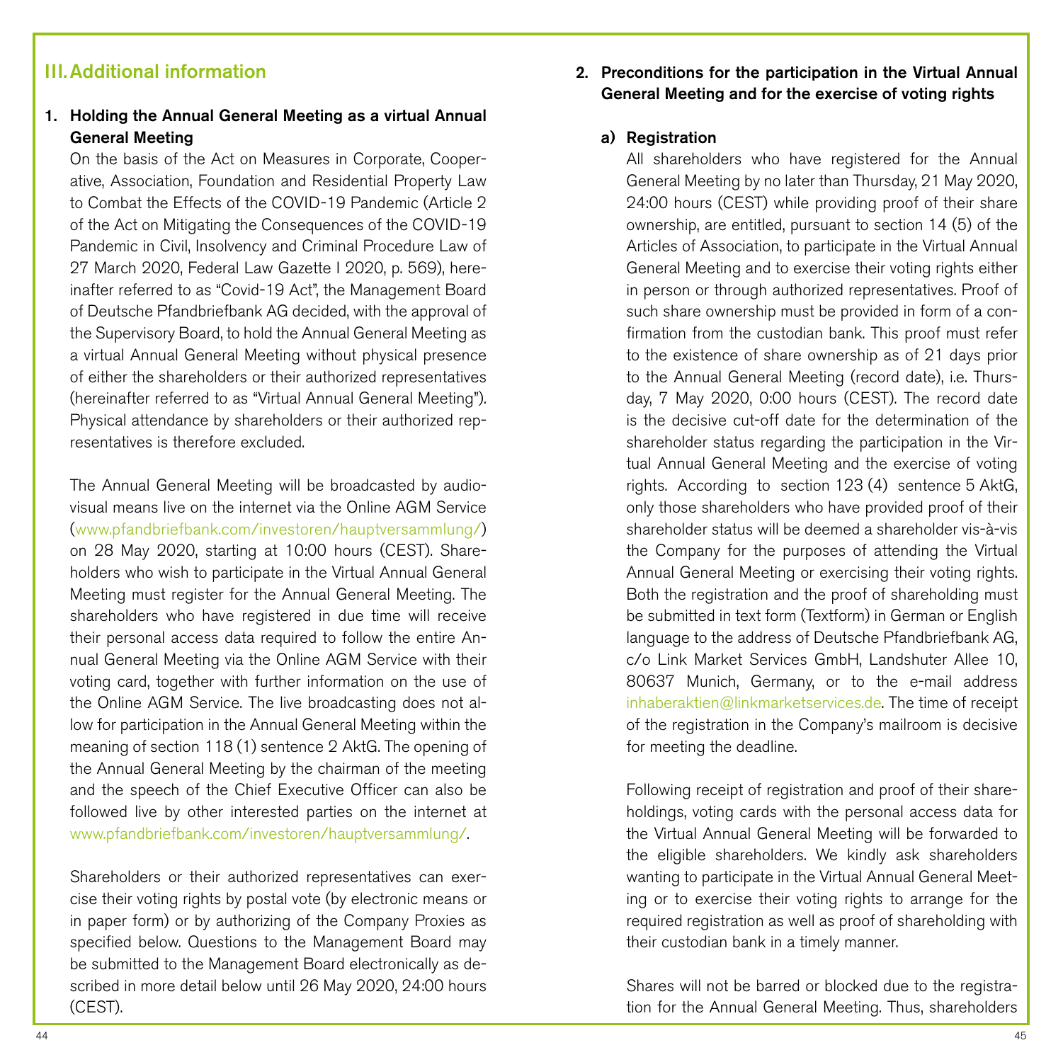## III. Additional information

### 1. Holding the Annual General Meeting as a virtual Annual General Meeting

On the basis of the Act on Measures in Corporate, Cooperative, Association, Foundation and Residential Property Law to Combat the Effects of the COVID-19 Pandemic (Article 2 of the Act on Mitigating the Consequences of the COVID-19 Pandemic in Civil, Insolvency and Criminal Procedure Law of 27 March 2020, Federal Law Gazette I 2020, p. 569), hereinafter referred to as "Covid-19 Act", the Management Board of Deutsche Pfandbriefbank AG decided, with the approval of the Supervisory Board, to hold the Annual General Meeting as a virtual Annual General Meeting without physical presence of either the shareholders or their authorized representatives (hereinafter referred to as "Virtual Annual General Meeting"). Physical attendance by shareholders or their authorized representatives is therefore excluded.

The Annual General Meeting will be broadcasted by audiovisual means live on the internet via the Online AGM Service (www.pfandbriefbank.com/investoren/hauptversammlung/) on 28 May 2020, starting at 10:00 hours (CEST). Shareholders who wish to participate in the Virtual Annual General Meeting must register for the Annual General Meeting. The shareholders who have registered in due time will receive their personal access data required to follow the entire Annual General Meeting via the Online AGM Service with their voting card, together with further information on the use of the Online AGM Service. The live broadcasting does not allow for participation in the Annual General Meeting within the meaning of section 118 (1) sentence 2 AktG. The opening of the Annual General Meeting by the chairman of the meeting and the speech of the Chief Executive Officer can also be followed live by other interested parties on the internet at www.pfandbriefbank.com/investoren/hauptversammlung/.

Shareholders or their authorized representatives can exercise their voting rights by postal vote (by electronic means or in paper form) or by authorizing of the Company Proxies as specified below. Questions to the Management Board may be submitted to the Management Board electronically as described in more detail below until 26 May 2020, 24:00 hours (CEST).

### 2. Preconditions for the participation in the Virtual Annual General Meeting and for the exercise of voting rights

#### a) Registration

All shareholders who have registered for the Annual General Meeting by no later than Thursday, 21 May 2020, 24:00 hours (CEST) while providing proof of their share ownership, are entitled, pursuant to section 14 (5) of the Articles of Association, to participate in the Virtual Annual General Meeting and to exercise their voting rights either in person or through authorized representatives. Proof of such share ownership must be provided in form of a confirmation from the custodian bank. This proof must refer to the existence of share ownership as of 21 days prior to the Annual General Meeting (record date), i.e. Thursday, 7 May 2020, 0:00 hours (CEST). The record date is the decisive cut-off date for the determination of the shareholder status regarding the participation in the Virtual Annual General Meeting and the exercise of voting rights. According to section 123 (4) sentence 5 AktG, only those shareholders who have provided proof of their shareholder status will be deemed a shareholder vis-à-vis the Company for the purposes of attending the Virtual Annual General Meeting or exercising their voting rights. Both the registration and the proof of shareholding must be submitted in text form (Textform) in German or English language to the address of Deutsche Pfandbriefbank AG, c/o Link Market Services GmbH, Landshuter Allee 10, 80637 Munich, Germany, or to the e-mail address inhaberaktien@linkmarketservices.de. The time of receipt of the registration in the Company's mailroom is decisive for meeting the deadline.

Following receipt of registration and proof of their shareholdings, voting cards with the personal access data for the Virtual Annual General Meeting will be forwarded to the eligible shareholders. We kindly ask shareholders wanting to participate in the Virtual Annual General Meeting or to exercise their voting rights to arrange for the required registration as well as proof of shareholding with their custodian bank in a timely manner.

Shares will not be barred or blocked due to the registration for the Annual General Meeting. Thus, shareholders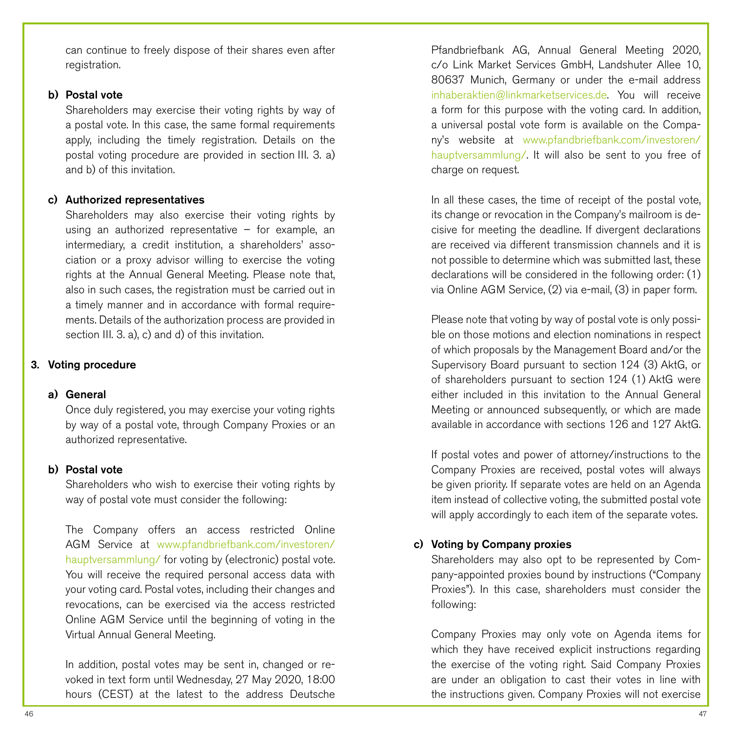can continue to freely dispose of their shares even after registration.

**b) Postal vote**

Shareholders may exercise their voting rights by way of a postal vote. In this case, the same formal requirements apply, including the timely registration. Details on the postal voting procedure are provided in section III. 3. a) and b) of this invitation.

**c) Authorized representatives**

Shareholders may also exercise their voting rights by using an authorized representative – for example, an intermediary, a credit institution, a shareholders' association or a proxy advisor willing to exercise the voting rights at the Annual General Meeting. Please note that, also in such cases, the registration must be carried out in a timely manner and in accordance with formal requirements. Details of the authorization process are provided in section III. 3. a), c) and d) of this invitation.

### 3. Voting procedure

**a) General**

Once duly registered, you may exercise your voting rights by way of a postal vote, through Company Proxies or an authorized representative.

**b) Postal vote**

Shareholders who wish to exercise their voting rights by way of postal vote must consider the following:

The Company offers an access restricted Online AGM Service at www.pfandbriefbank.com/investoren/hauptversammlung/ for voting by (electronic) postal vote. You will receive the required personal access data with your voting card. Postal votes, including their changes and revocations, can be exercised via the access restricted Online AGM Service until the beginning of voting in the Virtual Annual General Meeting.

In addition, postal votes may be sent in, changed or revoked in text form until Wednesday, 27 May 2020, 18:00 hours (CEST) at the latest to the address Deutsche Pfandbriefbank AG, Annual General Meeting 2020, c/o Link Market Services GmbH, Landshuter Allee 10, 80637 Munich, Germany or under the e-mail address inhaberaktien@linkmarketservices.de. You will receive a form for this purpose with the voting card. In addition, a universal postal vote form is available on the Company's website at www.pfandbriefbank.com/investoren/hauptversammlung/. It will also be sent to you free of charge on request.

In all these cases, the time of receipt of the postal vote, its change or revocation in the Company's mailroom is decisive for meeting the deadline. If divergent declarations are received via different transmission channels and it is not possible to determine which was submitted last, these declarations will be considered in the following order: (1) via Online AGM Service, (2) via e-mail, (3) in paper form.

Please note that voting by way of postal vote is only possible on those motions and election nominations in respect of which proposals by the Management Board and/or the Supervisory Board pursuant to section 124 (3) AktG, or of shareholders pursuant to section 124 (1) AktG were either included in this invitation to the Annual General Meeting or announced subsequently, or which are made available in accordance with sections 126 and 127 AktG.

If postal votes and power of attorney/instructions to the Company Proxies are received, postal votes will always be given priority. If separate votes are held on an Agenda item instead of collective voting, the submitted postal vote will apply accordingly to each item of the separate votes.

**c) Voting by Company proxies**

Shareholders may also opt to be represented by Company-appointed proxies bound by instructions ("Company Proxies"). In this case, shareholders must consider the following:

Company Proxies may only vote on Agenda items for which they have received explicit instructions regarding the exercise of the voting right. Said Company Proxies are under an obligation to cast their votes in line with the instructions given. Company Proxies will not exercise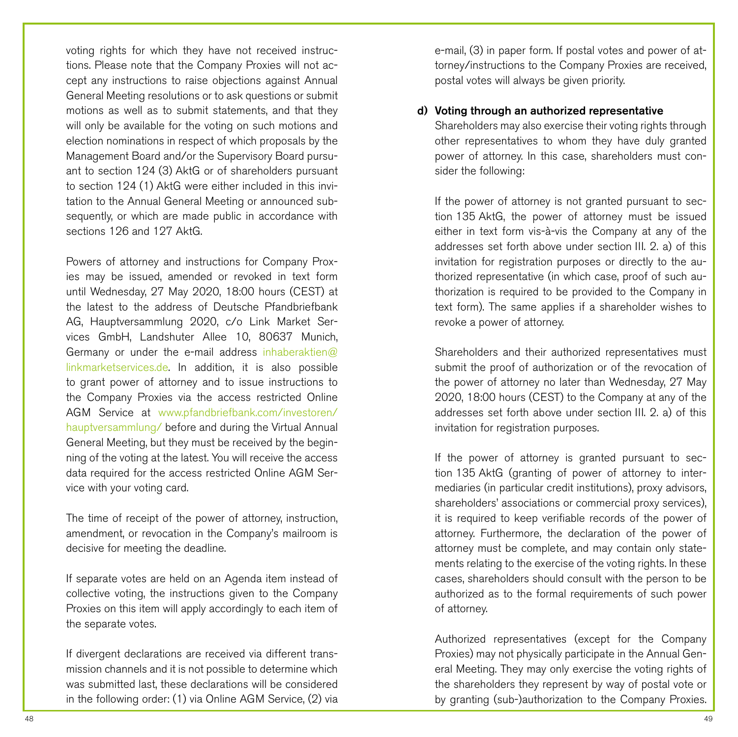voting rights for which they have not received instructions. Please note that the Company Proxies will not accept any instructions to raise objections against Annual General Meeting resolutions or to ask questions or submit motions as well as to submit statements, and that they will only be available for the voting on such motions and election nominations in respect of which proposals by the Management Board and/or the Supervisory Board pursuant to section 124 (3) AktG or of shareholders pursuant to section 124 (1) AktG were either included in this invitation to the Annual General Meeting or announced subsequently, or which are made public in accordance with sections 126 and 127 AktG.

Powers of attorney and instructions for Company Proxies may be issued, amended or revoked in text form until Wednesday, 27 May 2020, 18:00 hours (CEST) at the latest to the address of Deutsche Pfandbriefbank AG, Hauptversammlung 2020, c/o Link Market Services GmbH, Landshuter Allee 10, 80637 Munich, Germany or under the e-mail address inhaberaktien@linkmarketservices.de. In addition, it is also possible to grant power of attorney and to issue instructions to the Company Proxies via the access restricted Online AGM Service at www.pfandbriefbank.com/investoren/hauptversammlung/ before and during the Virtual Annual General Meeting, but they must be received by the beginning of the voting at the latest. You will receive the access data required for the access restricted Online AGM Service with your voting card.

The time of receipt of the power of attorney, instruction, amendment, or revocation in the Company's mailroom is decisive for meeting the deadline.

If separate votes are held on an Agenda item instead of collective voting, the instructions given to the Company Proxies on this item will apply accordingly to each item of the separate votes.

If divergent declarations are received via different transmission channels and it is not possible to determine which was submitted last, these declarations will be considered in the following order: (1) via Online AGM Service, (2) via e-mail, (3) in paper form. If postal votes and power of attorney/instructions to the Company Proxies are received, postal votes will always be given priority.

**d) Voting through an authorized representative**

Shareholders may also exercise their voting rights through other representatives to whom they have duly granted power of attorney. In this case, shareholders must consider the following:

If the power of attorney is not granted pursuant to section 135 AktG, the power of attorney must be issued either in text form vis-à-vis the Company at any of the addresses set forth above under section III. 2. a) of this invitation for registration purposes or directly to the authorized representative (in which case, proof of such authorization is required to be provided to the Company in text form). The same applies if a shareholder wishes to revoke a power of attorney.

Shareholders and their authorized representatives must submit the proof of authorization or of the revocation of the power of attorney no later than Wednesday, 27 May 2020, 18:00 hours (CEST) to the Company at any of the addresses set forth above under section III. 2. a) of this invitation for registration purposes.

If the power of attorney is granted pursuant to section 135 AktG (granting of power of attorney to intermediaries (in particular credit institutions), proxy advisors, shareholders' associations or commercial proxy services), it is required to keep verifiable records of the power of attorney. Furthermore, the declaration of the power of attorney must be complete, and may contain only statements relating to the exercise of the voting rights. In these cases, shareholders should consult with the person to be authorized as to the formal requirements of such power of attorney.

Authorized representatives (except for the Company Proxies) may not physically participate in the Annual General Meeting. They may only exercise the voting rights of the shareholders they represent by way of postal vote or by granting (sub-)authorization to the Company Proxies.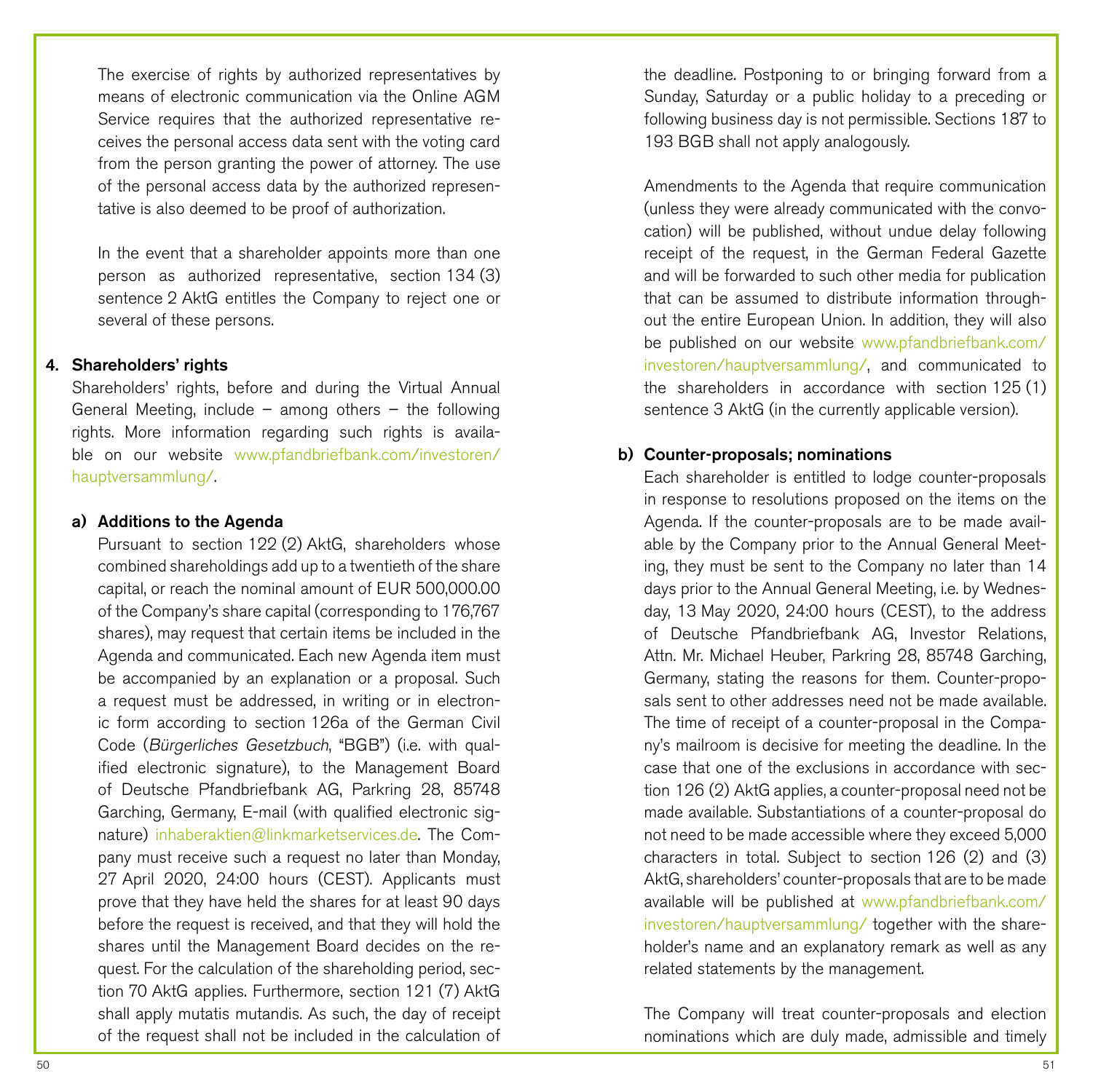The exercise of rights by authorized representatives by means of electronic communication via the Online AGM Service requires that the authorized representative receives the personal access data sent with the voting card from the person granting the power of attorney. The use of the personal access data by the authorized representative is also deemed to be proof of authorization.

In the event that a shareholder appoints more than one person as authorized representative, section 134 (3) sentence 2 AktG entitles the Company to reject one or several of these persons.

## 4. Shareholders' rights

Shareholders' rights, before and during the Virtual Annual General Meeting, include – among others – the following rights. More information regarding such rights is available on our website www.pfandbriefbank.com/investoren/hauptversammlung/.

### a) Additions to the Agenda

Pursuant to section 122 (2) AktG, shareholders whose combined shareholdings add up to a twentieth of the share capital, or reach the nominal amount of EUR 500,000.00 of the Company's share capital (corresponding to 176,767 shares), may request that certain items be included in the Agenda and communicated. Each new Agenda item must be accompanied by an explanation or a proposal. Such a request must be addressed, in writing or in electronic form according to section 126a of the German Civil Code (*Bürgerliches Gesetzbuch*, "BGB") (i.e. with qualified electronic signature), to the Management Board of Deutsche Pfandbriefbank AG, Parkring 28, 85748 Garching, Germany, E-mail (with qualified electronic signature) inhaberaktien@linkmarketservices.de. The Company must receive such a request no later than Monday, 27 April 2020, 24:00 hours (CEST). Applicants must prove that they have held the shares for at least 90 days before the request is received, and that they will hold the shares until the Management Board decides on the request. For the calculation of the shareholding period, section 70 AktG applies. Furthermore, section 121 (7) AktG shall apply mutatis mutandis. As such, the day of receipt of the request shall not be included in the calculation of the deadline. Postponing to or bringing forward from a Sunday, Saturday or a public holiday to a preceding or following business day is not permissible. Sections 187 to 193 BGB shall not apply analogously.

Amendments to the Agenda that require communication (unless they were already communicated with the convocation) will be published, without undue delay following receipt of the request, in the German Federal Gazette and will be forwarded to such other media for publication that can be assumed to distribute information throughout the entire European Union. In addition, they will also be published on our website www.pfandbriefbank.com/investoren/hauptversammlung/, and communicated to the shareholders in accordance with section 125 (1) sentence 3 AktG (in the currently applicable version).

### b) Counter-proposals; nominations

Each shareholder is entitled to lodge counter-proposals in response to resolutions proposed on the items on the Agenda. If the counter-proposals are to be made available by the Company prior to the Annual General Meeting, they must be sent to the Company no later than 14 days prior to the Annual General Meeting, i.e. by Wednesday, 13 May 2020, 24:00 hours (CEST), to the address of Deutsche Pfandbriefbank AG, Investor Relations, Attn. Mr. Michael Heuber, Parkring 28, 85748 Garching, Germany, stating the reasons for them. Counter-proposals sent to other addresses need not be made available. The time of receipt of a counter-proposal in the Company's mailroom is decisive for meeting the deadline. In the case that one of the exclusions in accordance with section 126 (2) AktG applies, a counter-proposal need not be made available. Substantiations of a counter-proposal do not need to be made accessible where they exceed 5,000 characters in total. Subject to section 126 (2) and (3) AktG, shareholders' counter-proposals that are to be made available will be published at www.pfandbriefbank.com/investoren/hauptversammlung/ together with the shareholder's name and an explanatory remark as well as any related statements by the management.

The Company will treat counter-proposals and election nominations which are duly made, admissible and timely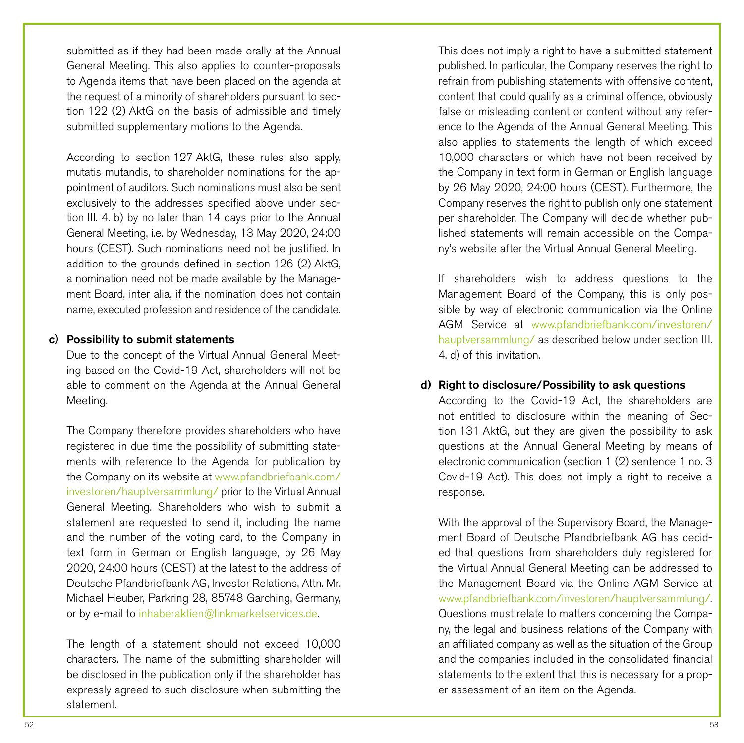submitted as if they had been made orally at the Annual General Meeting. This also applies to counter-proposals to Agenda items that have been placed on the agenda at the request of a minority of shareholders pursuant to section 122 (2) AktG on the basis of admissible and timely submitted supplementary motions to the Agenda.

According to section 127 AktG, these rules also apply, mutatis mutandis, to shareholder nominations for the appointment of auditors. Such nominations must also be sent exclusively to the addresses specified above under section III. 4. b) by no later than 14 days prior to the Annual General Meeting, i.e. by Wednesday, 13 May 2020, 24:00 hours (CEST). Such nominations need not be justified. In addition to the grounds defined in section 126 (2) AktG, a nomination need not be made available by the Management Board, inter alia, if the nomination does not contain name, executed profession and residence of the candidate.

**c) Possibility to submit statements**

Due to the concept of the Virtual Annual General Meeting based on the Covid-19 Act, shareholders will not be able to comment on the Agenda at the Annual General Meeting.

The Company therefore provides shareholders who have registered in due time the possibility of submitting statements with reference to the Agenda for publication by the Company on its website at www.pfandbriefbank.com/investoren/hauptversammlung/ prior to the Virtual Annual General Meeting. Shareholders who wish to submit a statement are requested to send it, including the name and the number of the voting card, to the Company in text form in German or English language, by 26 May 2020, 24:00 hours (CEST) at the latest to the address of Deutsche Pfandbriefbank AG, Investor Relations, Attn. Mr. Michael Heuber, Parkring 28, 85748 Garching, Germany, or by e-mail to inhaberaktien@linkmarketservices.de.

The length of a statement should not exceed 10,000 characters. The name of the submitting shareholder will be disclosed in the publication only if the shareholder has expressly agreed to such disclosure when submitting the statement.

This does not imply a right to have a submitted statement published. In particular, the Company reserves the right to refrain from publishing statements with offensive content, content that could qualify as a criminal offence, obviously false or misleading content or content without any reference to the Agenda of the Annual General Meeting. This also applies to statements the length of which exceed 10,000 characters or which have not been received by the Company in text form in German or English language by 26 May 2020, 24:00 hours (CEST). Furthermore, the Company reserves the right to publish only one statement per shareholder. The Company will decide whether published statements will remain accessible on the Company's website after the Virtual Annual General Meeting.

If shareholders wish to address questions to the Management Board of the Company, this is only possible by way of electronic communication via the Online AGM Service at www.pfandbriefbank.com/investoren/hauptversammlung/ as described below under section III. 4. d) of this invitation.

**d) Right to disclosure/Possibility to ask questions**

According to the Covid-19 Act, the shareholders are not entitled to disclosure within the meaning of Section 131 AktG, but they are given the possibility to ask questions at the Annual General Meeting by means of electronic communication (section 1 (2) sentence 1 no. 3 Covid-19 Act). This does not imply a right to receive a response.

With the approval of the Supervisory Board, the Management Board of Deutsche Pfandbriefbank AG has decided that questions from shareholders duly registered for the Virtual Annual General Meeting can be addressed to the Management Board via the Online AGM Service at www.pfandbriefbank.com/investoren/hauptversammlung/. Questions must relate to matters concerning the Company, the legal and business relations of the Company with an affiliated company as well as the situation of the Group and the companies included in the consolidated financial statements to the extent that this is necessary for a proper assessment of an item on the Agenda.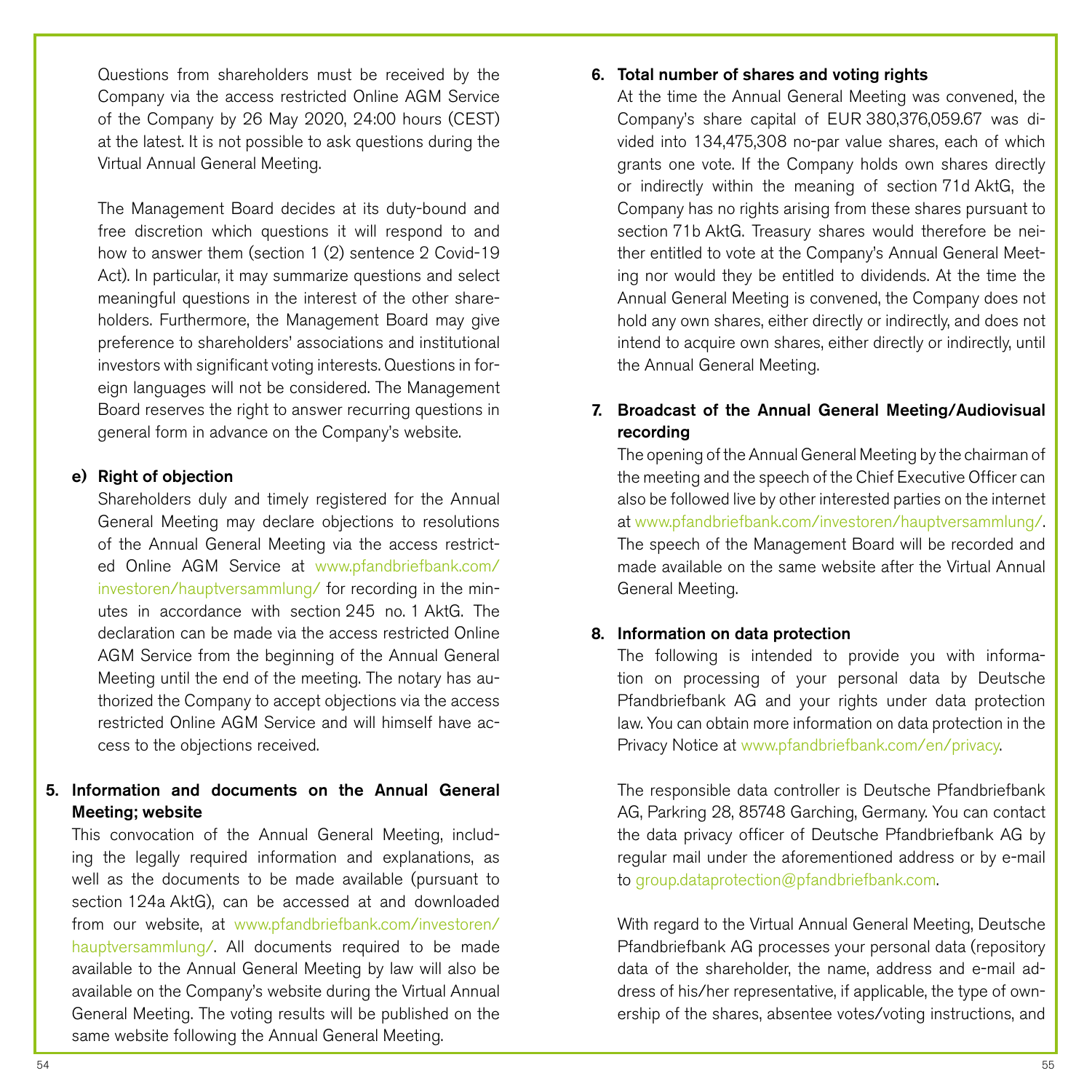Questions from shareholders must be received by the Company via the access restricted Online AGM Service of the Company by 26 May 2020, 24:00 hours (CEST) at the latest. It is not possible to ask questions during the Virtual Annual General Meeting.

The Management Board decides at its duty-bound and free discretion which questions it will respond to and how to answer them (section 1 (2) sentence 2 Covid-19 Act). In particular, it may summarize questions and select meaningful questions in the interest of the other shareholders. Furthermore, the Management Board may give preference to shareholders' associations and institutional investors with significant voting interests. Questions in foreign languages will not be considered. The Management Board reserves the right to answer recurring questions in general form in advance on the Company's website.

**e) Right of objection**

Shareholders duly and timely registered for the Annual General Meeting may declare objections to resolutions of the Annual General Meeting via the access restricted Online AGM Service at www.pfandbriefbank.com/investoren/hauptversammlung/ for recording in the minutes in accordance with section 245 no. 1 AktG. The declaration can be made via the access restricted Online AGM Service from the beginning of the Annual General Meeting until the end of the meeting. The notary has authorized the Company to accept objections via the access restricted Online AGM Service and will himself have access to the objections received.

**5. Information and documents on the Annual General Meeting; website**

This convocation of the Annual General Meeting, including the legally required information and explanations, as well as the documents to be made available (pursuant to section 124a AktG), can be accessed at and downloaded from our website, at www.pfandbriefbank.com/investoren/hauptversammlung/. All documents required to be made available to the Annual General Meeting by law will also be available on the Company's website during the Virtual Annual General Meeting. The voting results will be published on the same website following the Annual General Meeting.

**6. Total number of shares and voting rights**

At the time the Annual General Meeting was convened, the Company's share capital of EUR 380,376,059.67 was divided into 134,475,308 no-par value shares, each of which grants one vote. If the Company holds own shares directly or indirectly within the meaning of section 71d AktG, the Company has no rights arising from these shares pursuant to section 71b AktG. Treasury shares would therefore be neither entitled to vote at the Company's Annual General Meeting nor would they be entitled to dividends. At the time the Annual General Meeting is convened, the Company does not hold any own shares, either directly or indirectly, and does not intend to acquire own shares, either directly or indirectly, until the Annual General Meeting.

**7. Broadcast of the Annual General Meeting/Audiovisual recording**

The opening of the Annual General Meeting by the chairman of the meeting and the speech of the Chief Executive Officer can also be followed live by other interested parties on the internet at www.pfandbriefbank.com/investoren/hauptversammlung/. The speech of the Management Board will be recorded and made available on the same website after the Virtual Annual General Meeting.

**8. Information on data protection**

The following is intended to provide you with information on processing of your personal data by Deutsche Pfandbriefbank AG and your rights under data protection law. You can obtain more information on data protection in the Privacy Notice at www.pfandbriefbank.com/en/privacy.

The responsible data controller is Deutsche Pfandbriefbank AG, Parkring 28, 85748 Garching, Germany. You can contact the data privacy officer of Deutsche Pfandbriefbank AG by regular mail under the aforementioned address or by e-mail to group.dataprotection@pfandbriefbank.com.

With regard to the Virtual Annual General Meeting, Deutsche Pfandbriefbank AG processes your personal data (repository data of the shareholder, the name, address and e-mail address of his/her representative, if applicable, the type of ownership of the shares, absentee votes/voting instructions, and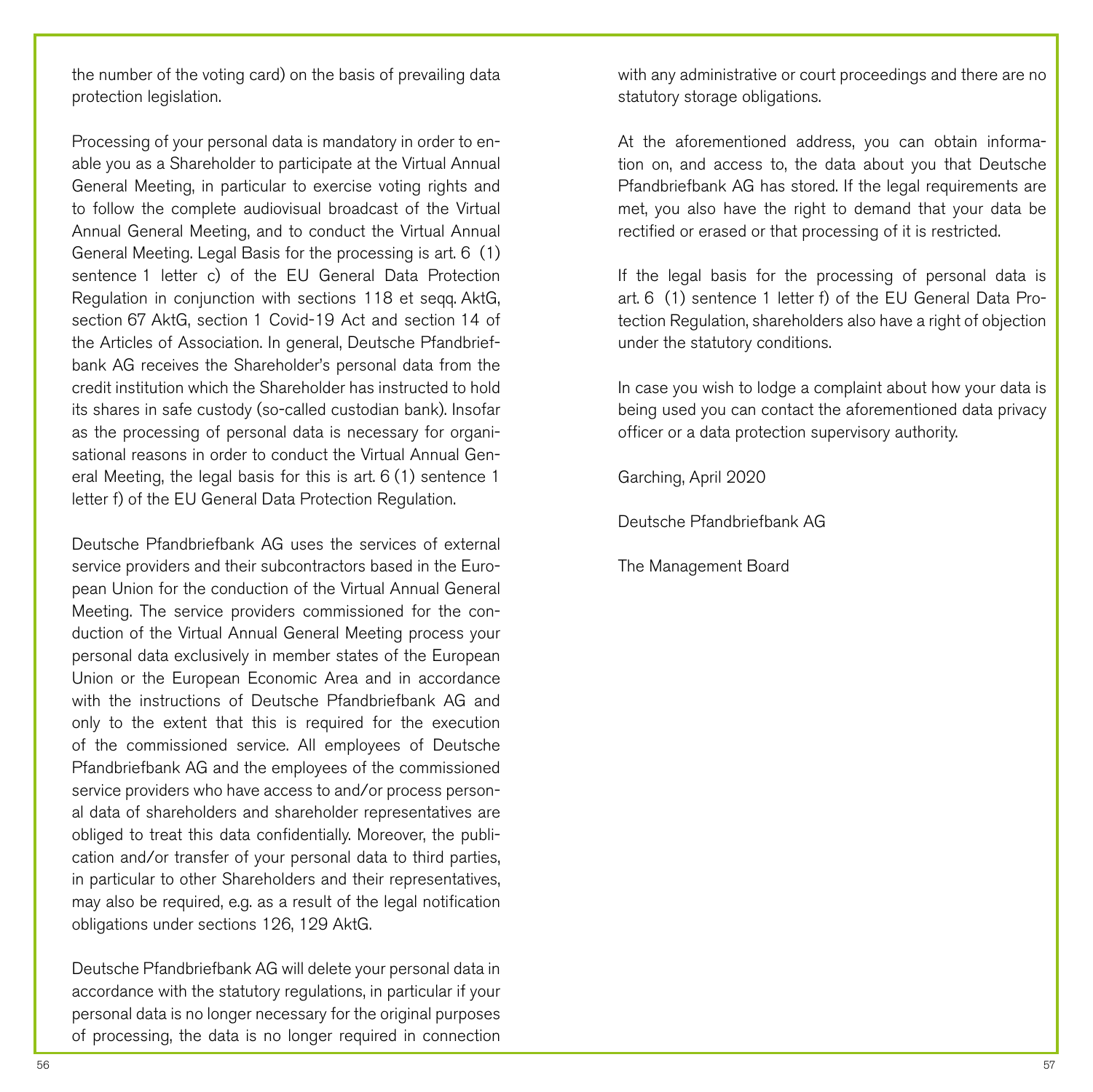the number of the voting card) on the basis of prevailing data protection legislation.

Processing of your personal data is mandatory in order to enable you as a Shareholder to participate at the Virtual Annual General Meeting, in particular to exercise voting rights and to follow the complete audiovisual broadcast of the Virtual Annual General Meeting, and to conduct the Virtual Annual General Meeting. Legal Basis for the processing is art. 6 (1) sentence 1 letter c) of the EU General Data Protection Regulation in conjunction with sections 118 et seqq. AktG, section 67 AktG, section 1 Covid-19 Act and section 14 of the Articles of Association. In general, Deutsche Pfandbriefbank AG receives the Shareholder's personal data from the credit institution which the Shareholder has instructed to hold its shares in safe custody (so-called custodian bank). Insofar as the processing of personal data is necessary for organisational reasons in order to conduct the Virtual Annual General Meeting, the legal basis for this is art. 6 (1) sentence 1 letter f) of the EU General Data Protection Regulation.

Deutsche Pfandbriefbank AG uses the services of external service providers and their subcontractors based in the European Union for the conduction of the Virtual Annual General Meeting. The service providers commissioned for the conduction of the Virtual Annual General Meeting process your personal data exclusively in member states of the European Union or the European Economic Area and in accordance with the instructions of Deutsche Pfandbriefbank AG and only to the extent that this is required for the execution of the commissioned service. All employees of Deutsche Pfandbriefbank AG and the employees of the commissioned service providers who have access to and/or process personal data of shareholders and shareholder representatives are obliged to treat this data confidentially. Moreover, the publication and/or transfer of your personal data to third parties, in particular to other Shareholders and their representatives, may also be required, e.g. as a result of the legal notification obligations under sections 126, 129 AktG.

Deutsche Pfandbriefbank AG will delete your personal data in accordance with the statutory regulations, in particular if your personal data is no longer necessary for the original purposes of processing, the data is no longer required in connection with any administrative or court proceedings and there are no statutory storage obligations.

At the aforementioned address, you can obtain information on, and access to, the data about you that Deutsche Pfandbriefbank AG has stored. If the legal requirements are met, you also have the right to demand that your data be rectified or erased or that processing of it is restricted.

If the legal basis for the processing of personal data is art. 6 (1) sentence 1 letter f) of the EU General Data Protection Regulation, shareholders also have a right of objection under the statutory conditions.

In case you wish to lodge a complaint about how your data is being used you can contact the aforementioned data privacy officer or a data protection supervisory authority.

Garching, April 2020

Deutsche Pfandbriefbank AG

The Management Board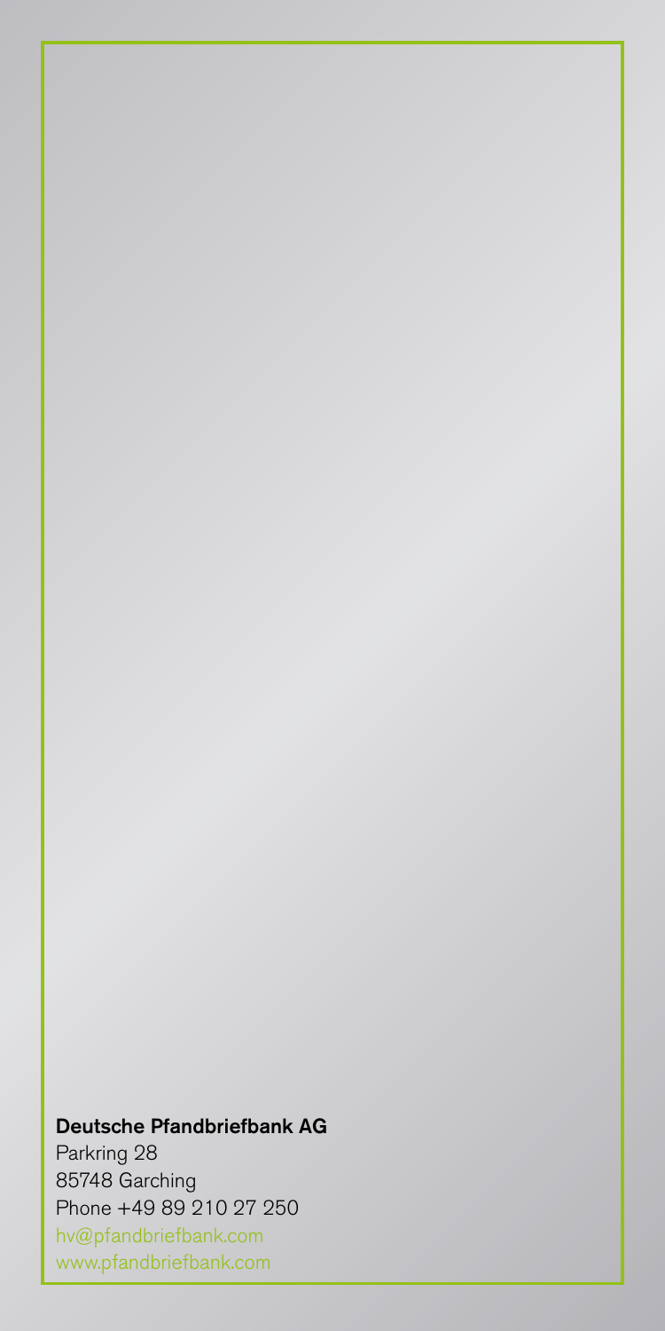**Deutsche Pfandbriefbank AG**

Parkring 28
85748 Garching
Phone +49 89 210 27 250
hv@pfandbriefbank.com
www.pfandbriefbank.com